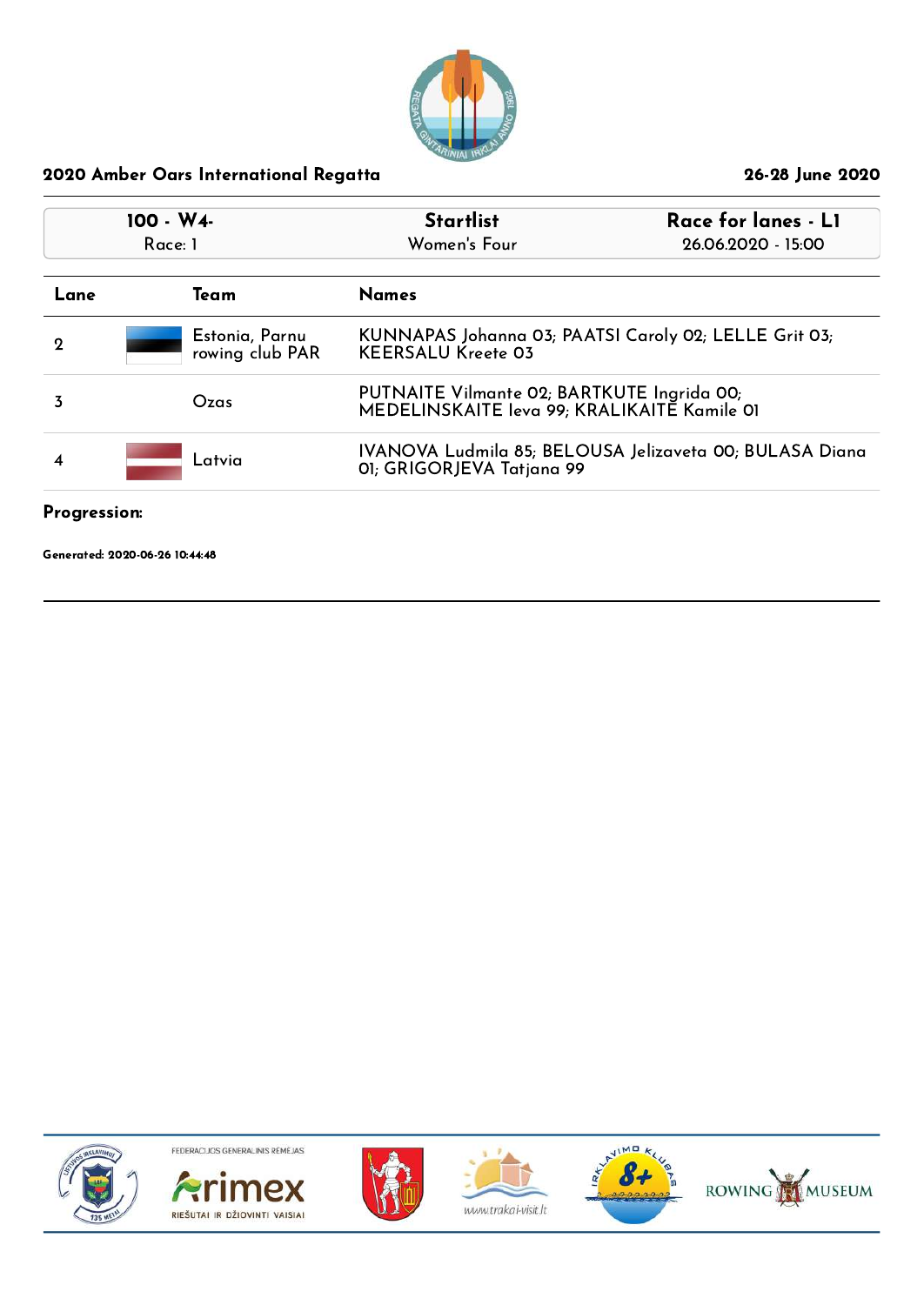## 2020 Amber Oars International Regatta

26-28 June 2020

| 100 - W4- Race: 1 | Startlist Women's Four | Race for lanes - L1 26.06.2020 - 15:00 |
|---|---|---|

| Lane | Team | Names |
|---|---|---|
| 2 | Estonia, Parnu rowing club PAR | KUNNAPAS Johanna 03; PAATSI Caroly 02; LELLE Grit 03; KEERSALU Kreete 03 |
| 3 | Ozas | PUTNAITE Vilmante 02; BARTKUTE Ingrida 00; MEDELINSKAITE Ieva 99; KRALIKAITE Kamile 01 |
| 4 | Latvia | IVANOVA Ludmila 85; BELOUSA Jelizaveta 00; BULASA Diana 01; GRIGORJEVA Tatjana 99 |

**Progression:**

**Generated: 2020-06-26 10:44:48**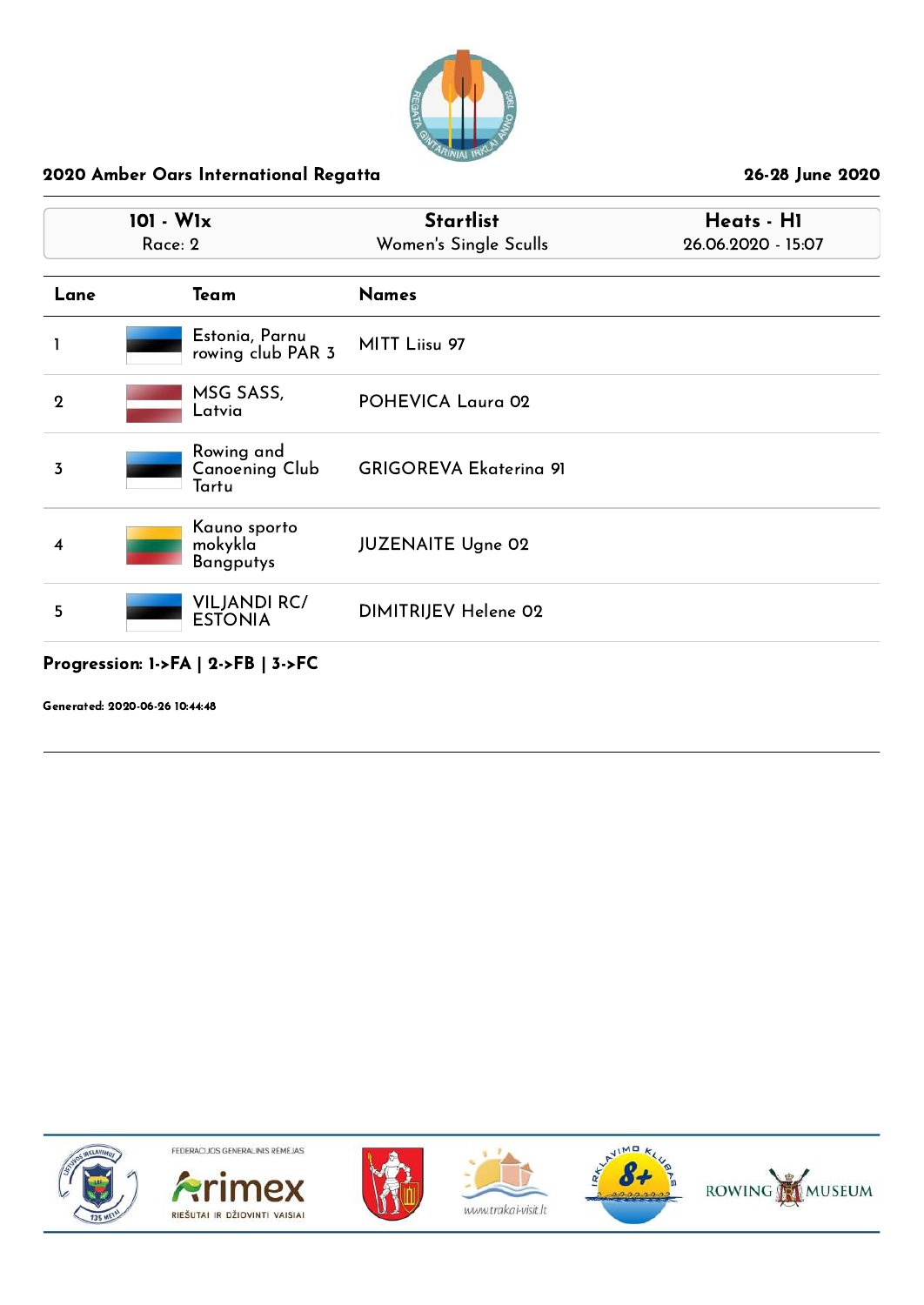## 2020 Amber Oars International Regatta

26-28 June 2020

| 101 - W1x | Startlist | Heats - H1 |
|---|---|---|
| Race: 2 | Women's Single Sculls | 26.06.2020 - 15:07 |

| Lane | Team | Names |
|---|---|---|
| 1 | Estonia, Parnu rowing club PAR 3 | MITT Liisu 97 |
| 2 | MSG SASS, Latvia | POHEVICA Laura 02 |
| 3 | Rowing and Canoening Club Tartu | GRIGOREVA Ekaterina 91 |
| 4 | Kauno sporto mokykla Bangputys | JUZENAITE Ugne 02 |
| 5 | VILJANDI RC/ ESTONIA | DIMITRIJEV Helene 02 |

**Progression: 1->FA | 2->FB | 3->FC**

**Generated: 2020-06-26 10:44:48**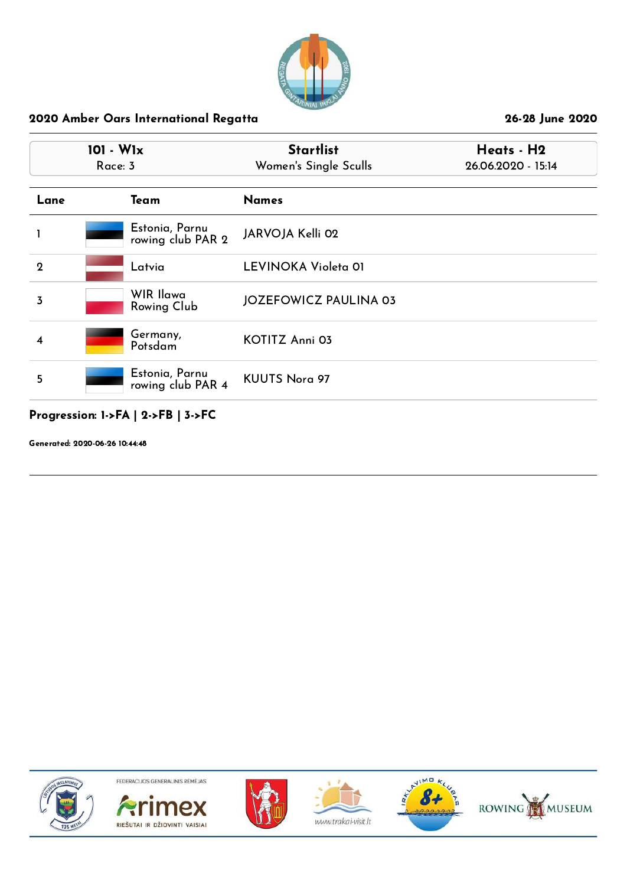## 2020 Amber Oars International Regatta

26-28 June 2020

| 101 - W1x | Startlist | Heats - H2 |
|---|---|---|
| Race: 3 | Women's Single Sculls | 26.06.2020 - 15:14 |

| Lane | Team | Names |
|---|---|---|
| 1 | Estonia, Parnu rowing club PAR 2 | JARVOJA Kelli 02 |
| 2 | Latvia | LEVINOKA Violeta 01 |
| 3 | WIR Ilawa Rowing Club | JOZEFOWICZ PAULINA 03 |
| 4 | Germany, Potsdam | KOTITZ Anni 03 |
| 5 | Estonia, Parnu rowing club PAR 4 | KUUTS Nora 97 |

**Progression: 1->FA | 2->FB | 3->FC**

**Generated: 2020-06-26 10:44:48**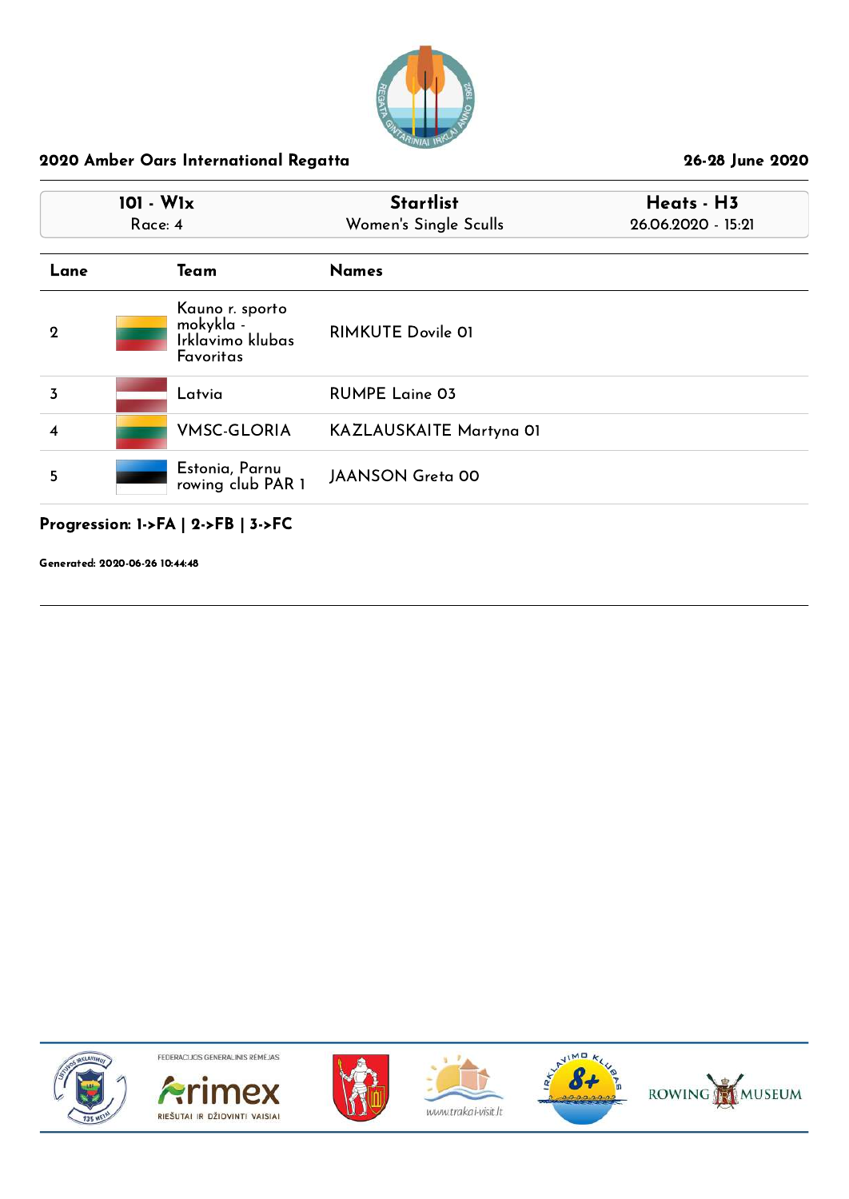## 2020 Amber Oars International Regatta

26-28 June 2020

| 101 - W1x | Startlist | Heats - H3 |
|---|---|---|
| Race: 4 | Women's Single Sculls | 26.06.2020 - 15:21 |

| Lane | Team | Names |
|---|---|---|
| 2 | Kauno r. sporto mokykla - Irklavimo klubas Favoritas | RIMKUTE Dovile 01 |
| 3 | Latvia | RUMPE Laine 03 |
| 4 | VMSC-GLORIA | KAZLAUSKAITE Martyna 01 |
| 5 | Estonia, Parnu rowing club PAR 1 | JAANSON Greta 00 |

**Progression: 1->FA | 2->FB | 3->FC**

**Generated: 2020-06-26 10:44:48**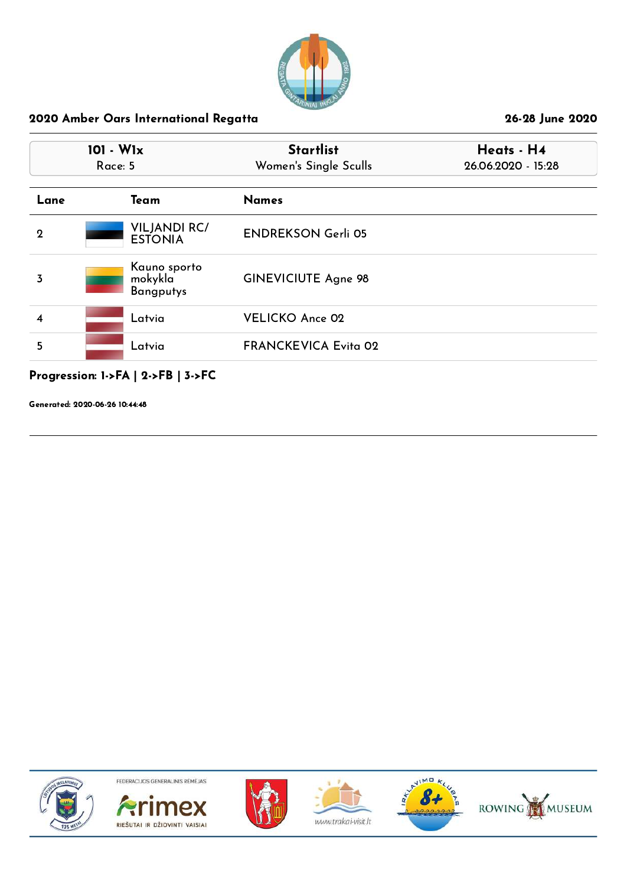## 2020 Amber Oars International Regatta

26-28 June 2020

| 101 - W1x<br>Race: 5 | Startlist<br>Women's Single Sculls | Heats - H4<br>26.06.2020 - 15:28 |
|---|---|---|

| Lane | Team | Names |
|---|---|---|
| 2 | VILJANDI RC/ ESTONIA | ENDREKSON Gerli 05 |
| 3 | Kauno sporto mokykla Bangputys | GINEVICIUTE Agne 98 |
| 4 | Latvia | VELICKO Ance 02 |
| 5 | Latvia | FRANCKEVICA Evita 02 |

**Progression: 1->FA | 2->FB | 3->FC**

**Generated: 2020-06-26 10:44:48**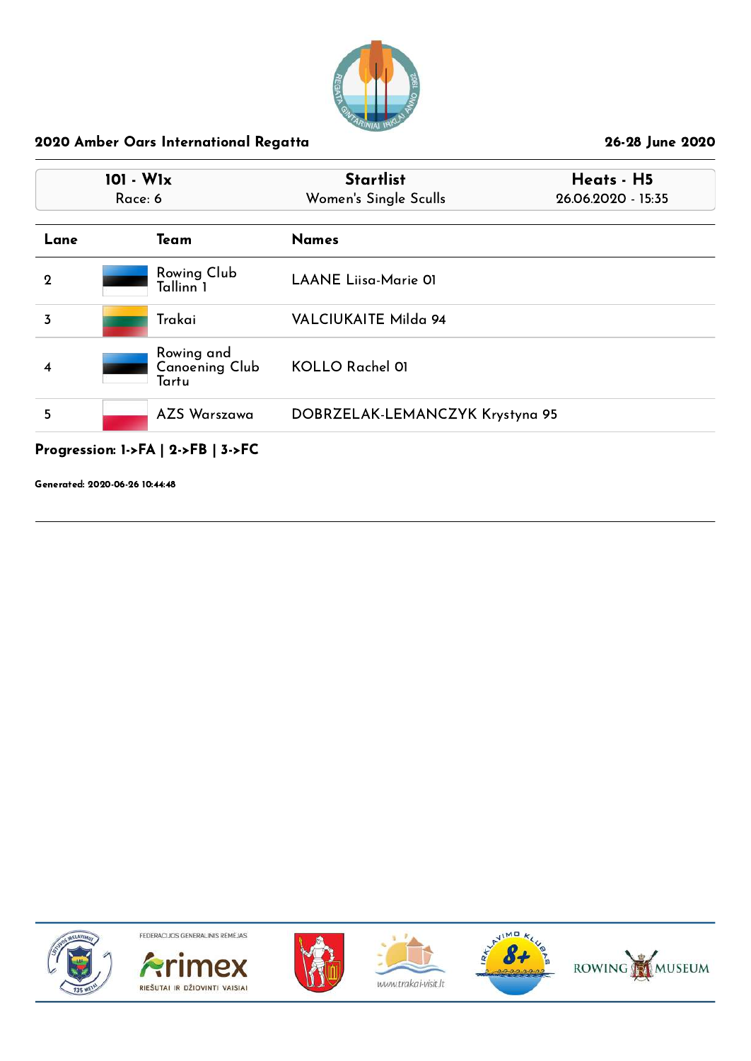## 2020 Amber Oars International Regatta

26-28 June 2020

| 101 - W1x | Startlist | Heats - H5 |
|---|---|---|
| Race: 6 | Women's Single Sculls | 26.06.2020 - 15:35 |

| Lane | Team | Names |
|---|---|---|
| 2 | Rowing Club Tallinn 1 | LAANE Liisa-Marie 01 |
| 3 | Trakai | VALCIUKAITE Milda 94 |
| 4 | Rowing and Canoening Club Tartu | KOLLO Rachel 01 |
| 5 | AZS Warszawa | DOBRZELAK-LEMANCZYK Krystyna 95 |

**Progression: 1->FA | 2->FB | 3->FC**

**Generated: 2020-06-26 10:44:48**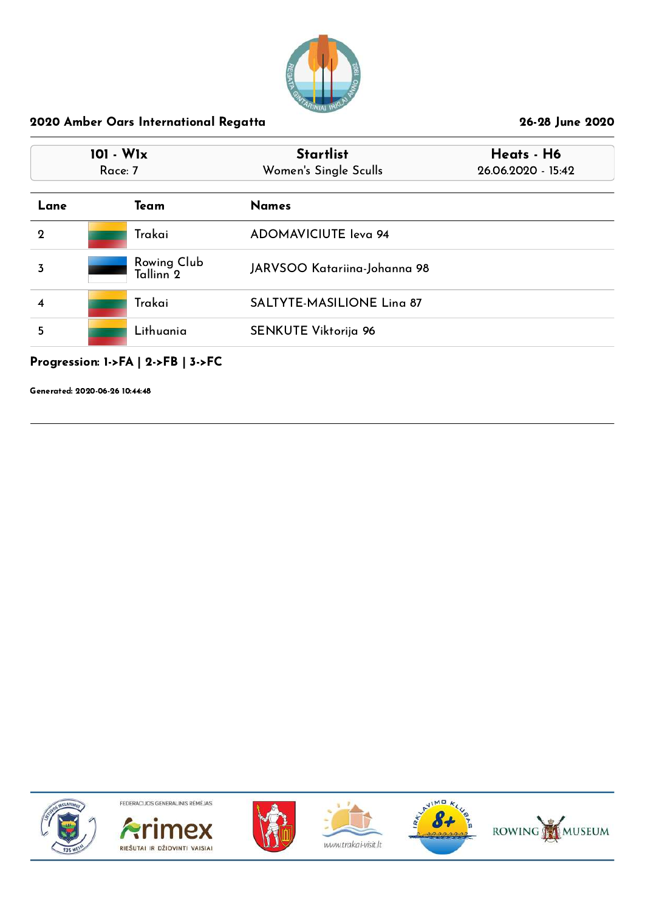## 2020 Amber Oars International Regatta

26-28 June 2020

| 101 - W1x | Startlist | Heats - H6 |
|---|---|---|
| Race: 7 | Women's Single Sculls | 26.06.2020 - 15:42 |

| Lane | Team | Names |
|---|---|---|
| 2 | Trakai | ADOMAVICIUTE Ieva 94 |
| 3 | Rowing Club Tallinn 2 | JARVSOO Katariina-Johanna 98 |
| 4 | Trakai | SALTYTE-MASILIONE Lina 87 |
| 5 | Lithuania | SENKUTE Viktorija 96 |

**Progression: 1->FA | 2->FB | 3->FC**

**Generated: 2020-06-26 10:44:48**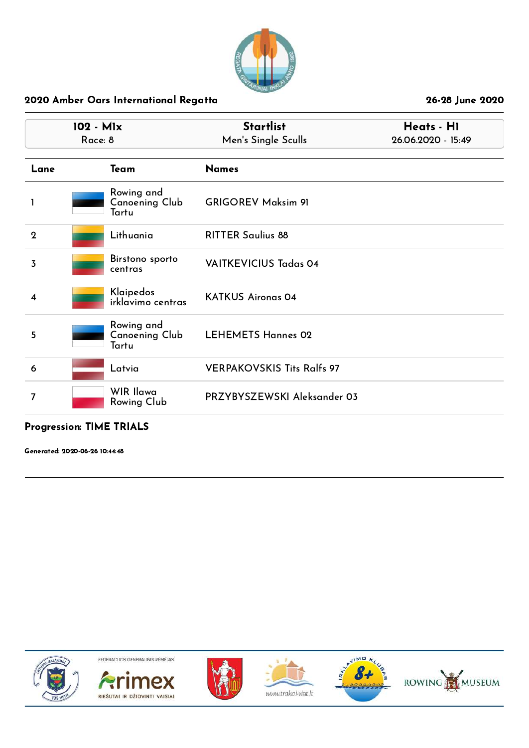## 2020 Amber Oars International Regatta

26-28 June 2020

| 102 - M1x | Startlist | Heats - H1 |
| --- | --- | --- |
| Race: 8 | Men's Single Sculls | 26.06.2020 - 15:49 |

| Lane | Team | Names |
| --- | --- | --- |
| 1 | Rowing and Canoeing Club Tartu | GRIGOREV Maksim 91 |
| 2 | Lithuania | RITTER Saulius 88 |
| 3 | Birstono sporto centras | VAITKEVICIUS Tadas 04 |
| 4 | Klaipedos irklavimo centras | KATKUS Aironas 04 |
| 5 | Rowing and Canoeing Club Tartu | LEHEMETS Hannes 02 |
| 6 | Latvia | VERPAKOVSKIS Tits Ralfs 97 |
| 7 | WIR Ilawa Rowing Club | PRZYBYSZEWSKI Aleksander 03 |

**Progression: TIME TRIALS**

**Generated: 2020-06-26 10:44:48**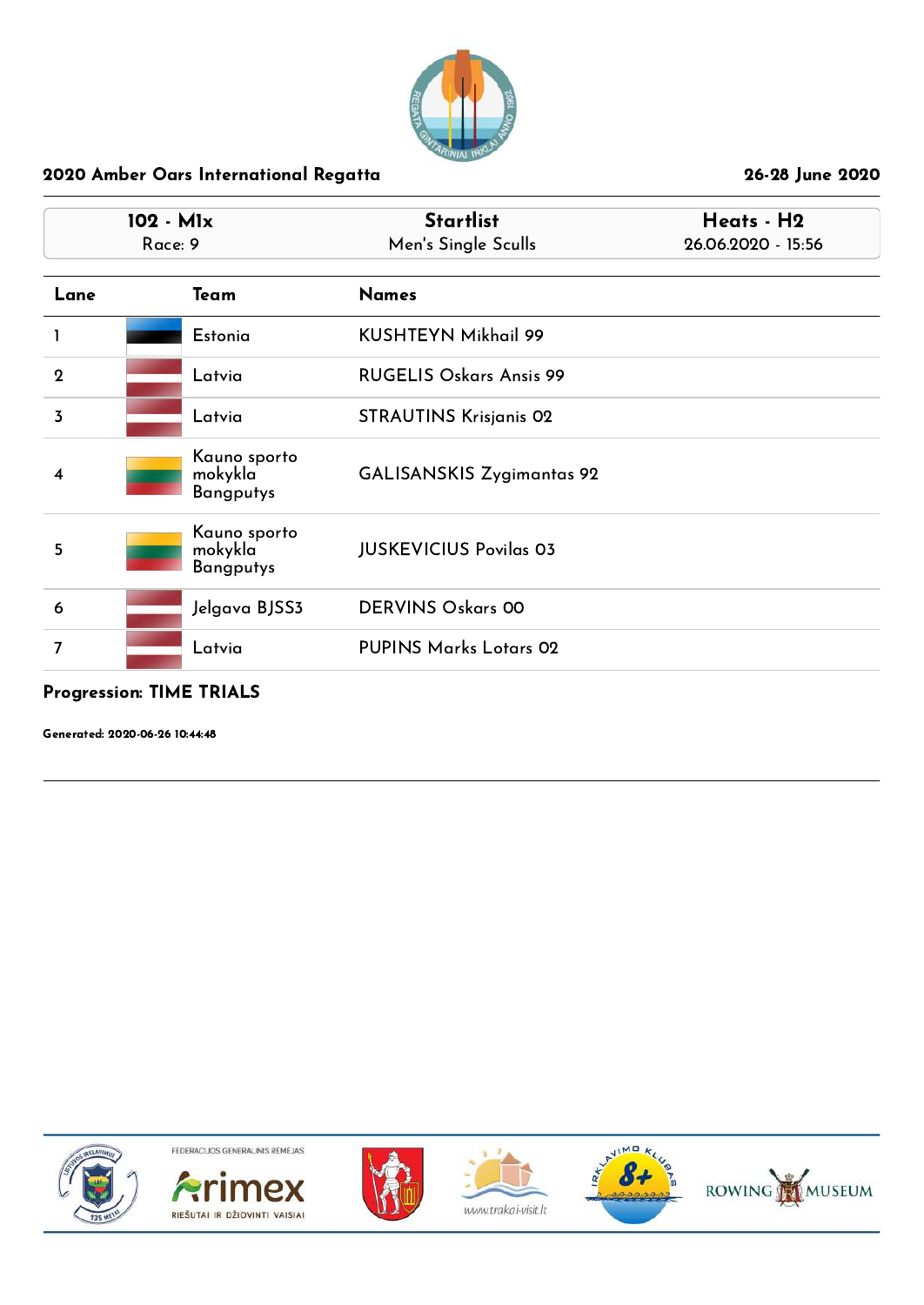## 2020 Amber Oars International Regatta

26-28 June 2020

| 102 - M1x | Startlist | Heats - H2 |
|---|---|---|
| Race: 9 | Men's Single Sculls | 26.06.2020 - 15:56 |

| Lane | Team | Names |
|---|---|---|
| 1 | Estonia | KUSHTEYN Mikhail 99 |
| 2 | Latvia | RUGELIS Oskars Ansis 99 |
| 3 | Latvia | STRAUTINS Krisjanis 02 |
| 4 | Kauno sporto mokykla Bangputys | GALISANSKIS Zygimantas 92 |
| 5 | Kauno sporto mokykla Bangputys | JUSKEVICIUS Povilas 03 |
| 6 | Jelgava BJSS3 | DERVINS Oskars 00 |
| 7 | Latvia | PUPINS Marks Lotars 02 |

**Progression: TIME TRIALS**

**Generated: 2020-06-26 10:44:48**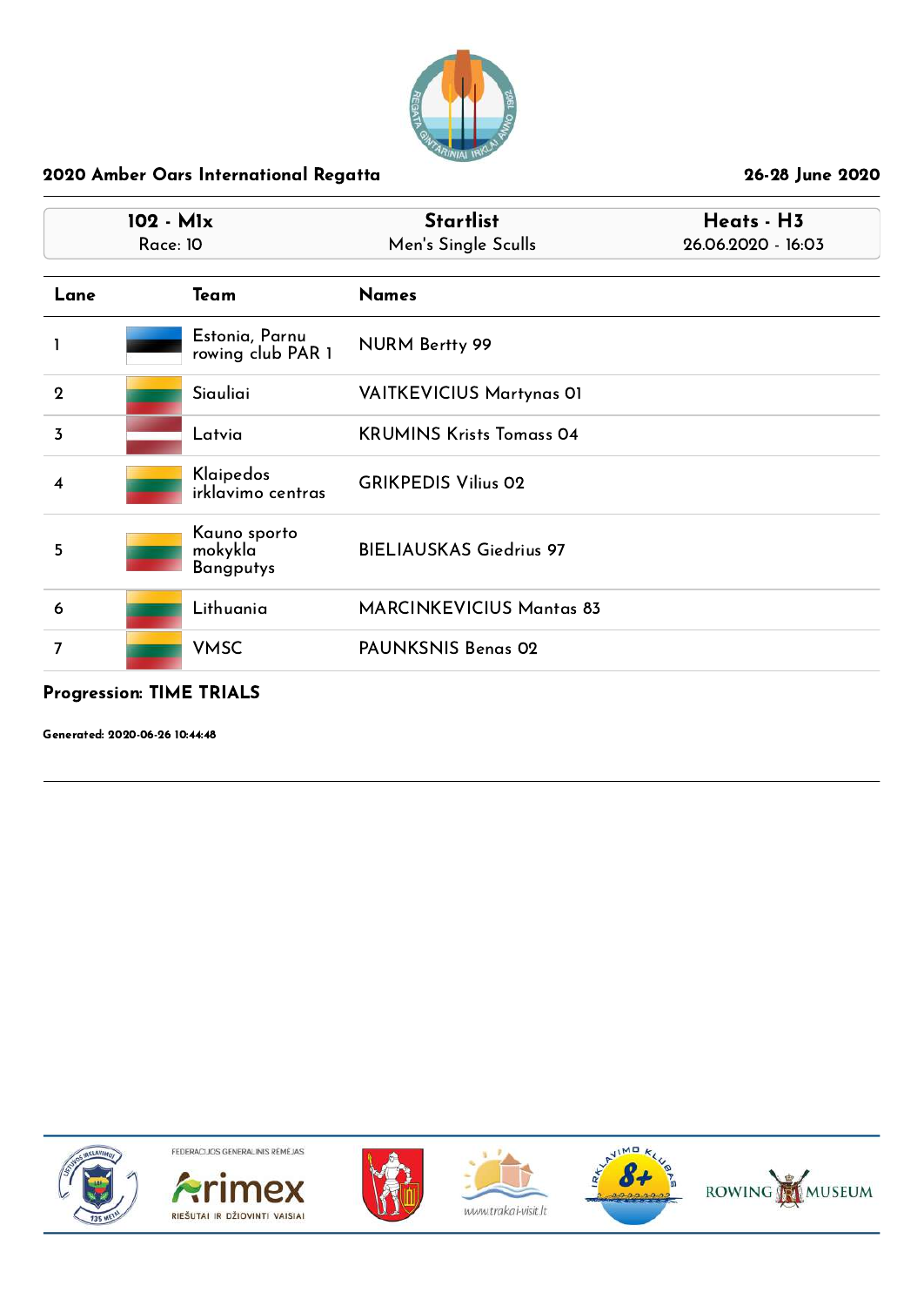## 2020 Amber Oars International Regatta

26-28 June 2020

| 102 - M1x<br>Race: 10 | Startlist<br>Men's Single Sculls | Heats - H3<br>26.06.2020 - 16:03 |
|---|---|---|

| Lane | Team | Names |
|---|---|---|
| 1 | Estonia, Parnu rowing club PAR 1 | NURM Bertty 99 |
| 2 | Siauliai | VAITKEVICIUS Martynas 01 |
| 3 | Latvia | KRUMINS Krists Tomass 04 |
| 4 | Klaipedos irklavimo centras | GRIKPEDIS Vilius 02 |
| 5 | Kauno sporto mokykla Bangputys | BIELIAUSKAS Giedrius 97 |
| 6 | Lithuania | MARCINKEVICIUS Mantas 83 |
| 7 | VMSC | PAUNKSNIS Benas 02 |

**Progression: TIME TRIALS**

**Generated: 2020-06-26 10:44:48**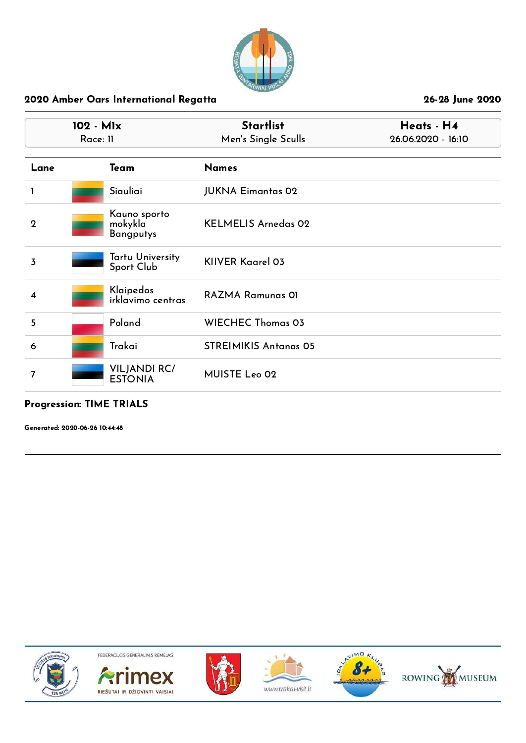## 2020 Amber Oars International Regatta

26-28 June 2020

| 102 - M1x | Startlist | Heats - H4 |
|---|---|---|
| Race: 11 | Men's Single Sculls | 26.06.2020 - 16:10 |

| Lane | Team | Names |
|---|---|---|
| 1 | Siauliai | JUKNA Eimantas 02 |
| 2 | Kauno sporto mokykla Bangputys | KELMELIS Arnedas 02 |
| 3 | Tartu University Sport Club | KIIVER Kaarel 03 |
| 4 | Klaipedos irklavimo centras | RAZMA Ramunas 01 |
| 5 | Poland | WIECHEC Thomas 03 |
| 6 | Trakai | STREIMIKIS Antanas 05 |
| 7 | VILJANDI RC/ ESTONIA | MUISTE Leo 02 |

**Progression: TIME TRIALS**

**Generated: 2020-06-26 10:44:48**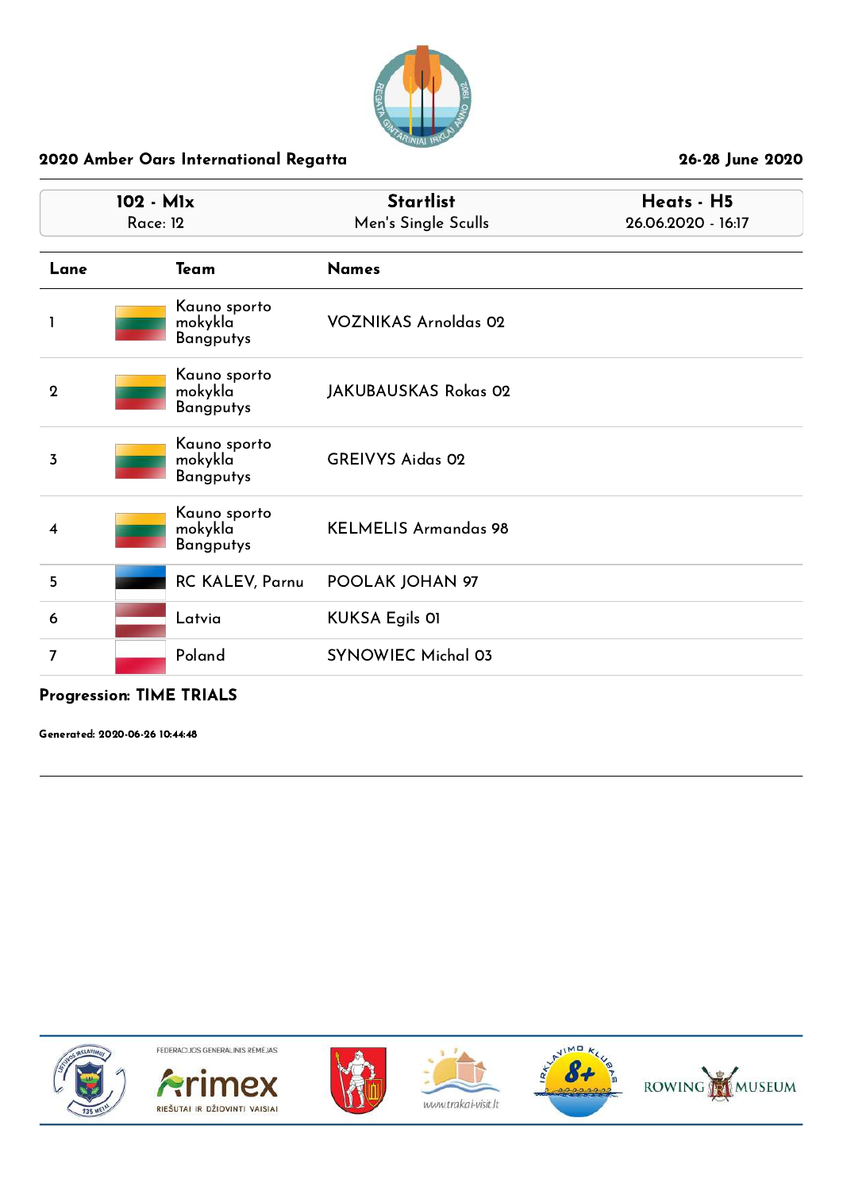## 2020 Amber Oars International Regatta

26-28 June 2020

| 102 - M1x | Startlist | Heats - H5 |
|---|---|---|
| Race: 12 | Men's Single Sculls | 26.06.2020 - 16:17 |

| Lane | Team | Names |
|---|---|---|
| 1 | Kauno sporto mokykla Bangputys | VOZNIKAS Arnoldas 02 |
| 2 | Kauno sporto mokykla Bangputys | JAKUBAUSKAS Rokas 02 |
| 3 | Kauno sporto mokykla Bangputys | GREIVYS Aidas 02 |
| 4 | Kauno sporto mokykla Bangputys | KELMELIS Armandas 98 |
| 5 | RC KALEV, Parnu | POOLAK JOHAN 97 |
| 6 | Latvia | KUKSA Egils 01 |
| 7 | Poland | SYNOWIEC Michal 03 |

**Progression: TIME TRIALS**

**Generated: 2020-06-26 10:44:48**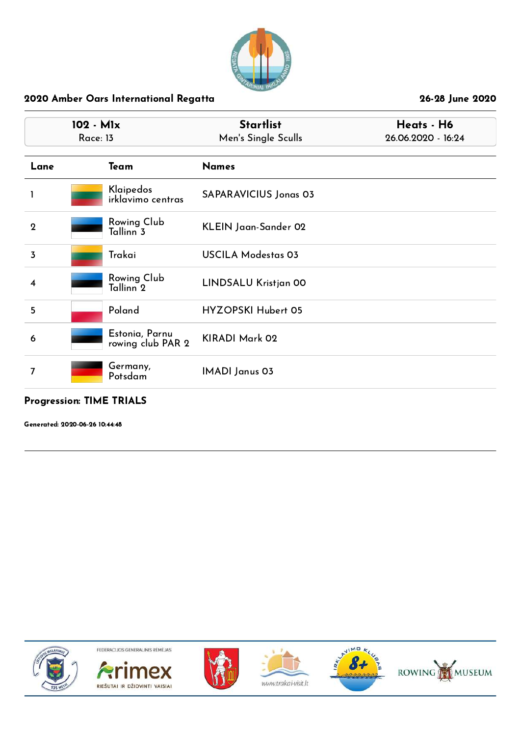## 2020 Amber Oars International Regatta

26-28 June 2020

| 102 - M1x | Startlist | Heats - H6 |
|---|---|---|
| Race: 13 | Men's Single Sculls | 26.06.2020 - 16:24 |

| Lane | Team | Names |
|---|---|---|
| 1 | Klaipedos irklavimo centras | SAPARAVICIUS Jonas 03 |
| 2 | Rowing Club Tallinn 3 | KLEIN Jaan-Sander 02 |
| 3 | Trakai | USCILA Modestas 03 |
| 4 | Rowing Club Tallinn 2 | LINDSALU Kristjan 00 |
| 5 | Poland | HYZOPSKI Hubert 05 |
| 6 | Estonia, Parnu rowing club PAR 2 | KIRADI Mark 02 |
| 7 | Germany, Potsdam | IMADI Janus 03 |

**Progression: TIME TRIALS**

**Generated: 2020-06-26 10:44:48**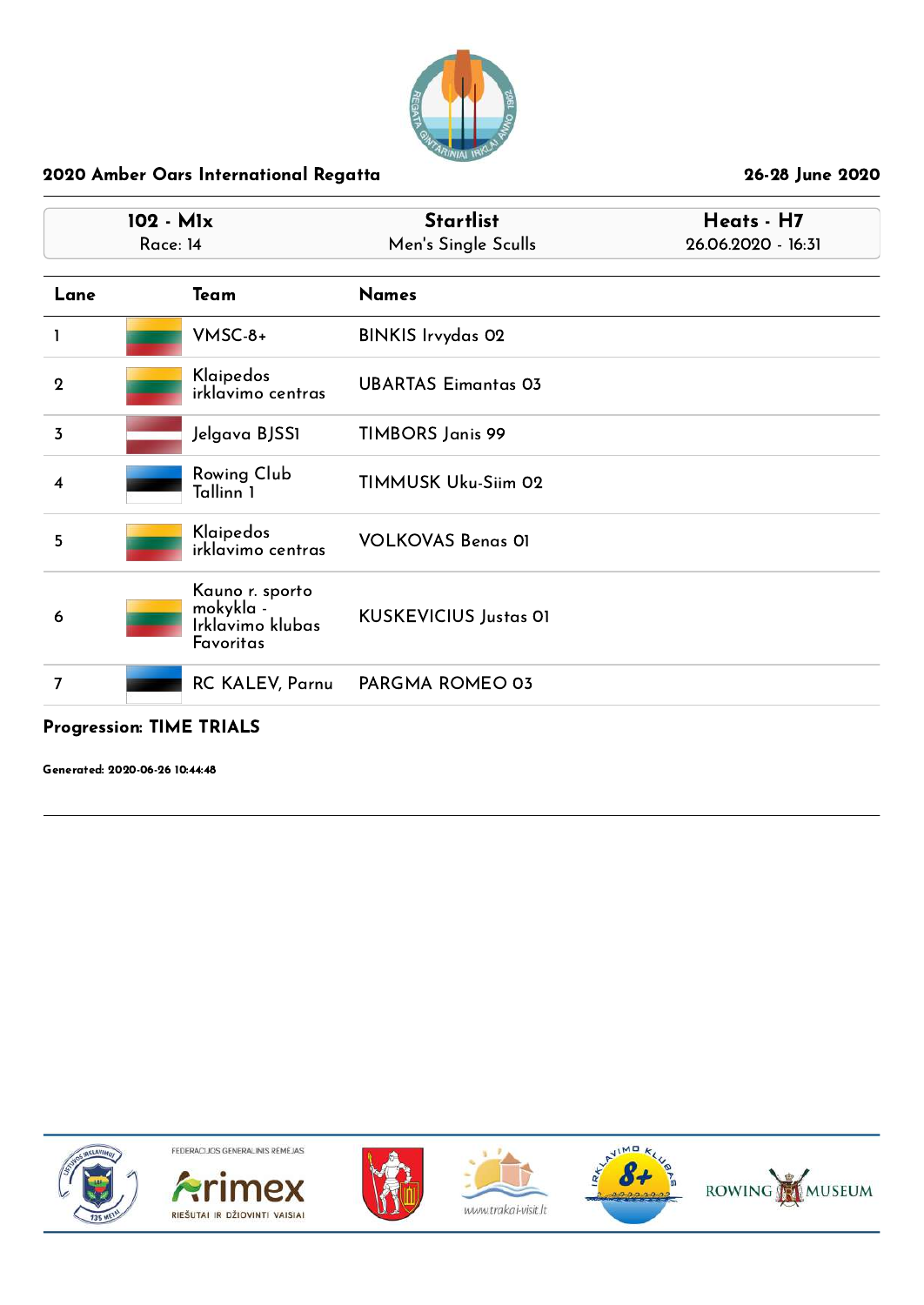## 2020 Amber Oars International Regatta

26-28 June 2020

| 102 - M1x | Startlist | Heats - H7 |
|---|---|---|
| Race: 14 | Men's Single Sculls | 26.06.2020 - 16:31 |

| Lane | Team | Names |
|---|---|---|
| 1 | VMSC-8+ | BINKIS Irvydas 02 |
| 2 | Klaipedos irklavimo centras | UBARTAS Eimantas 03 |
| 3 | Jelgava BJSS1 | TIMBORS Janis 99 |
| 4 | Rowing Club Tallinn 1 | TIMMUSK Uku-Siim 02 |
| 5 | Klaipedos irklavimo centras | VOLKOVAS Benas 01 |
| 6 | Kauno r. sporto mokykla - Irklavimo klubas Favoritas | KUSKEVICIUS Justas 01 |
| 7 | RC KALEV, Parnu | PARGMA ROMEO 03 |

**Progression: TIME TRIALS**

**Generated: 2020-06-26 10:44:48**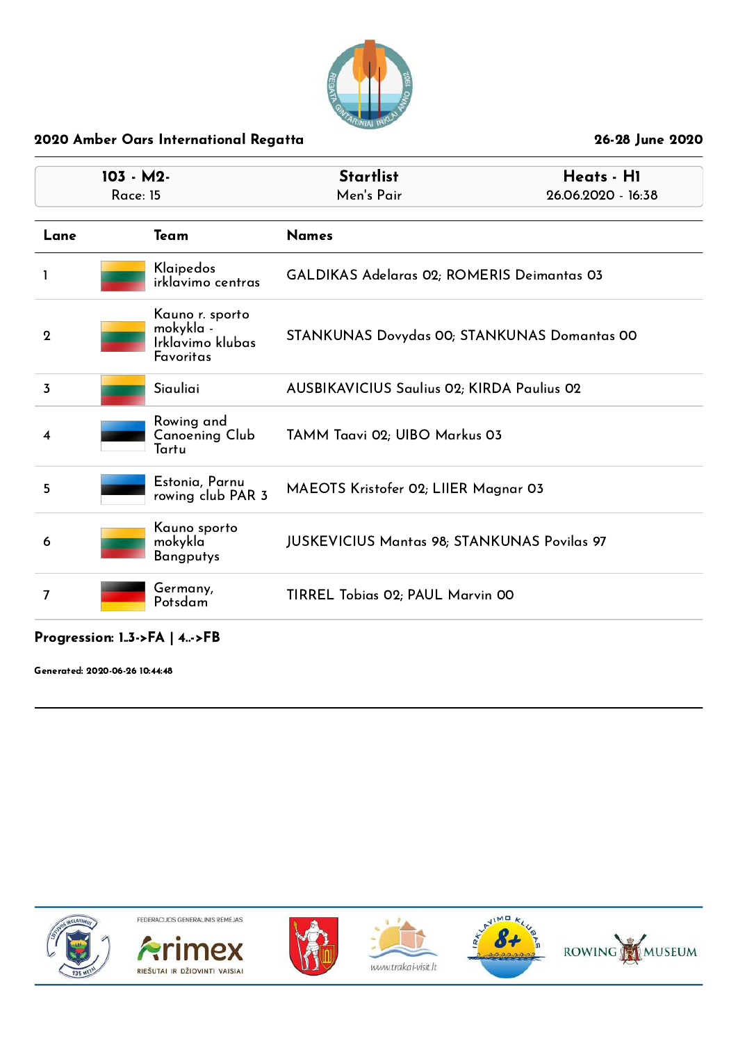## 2020 Amber Oars International Regatta

26-28 June 2020

| 103 - M2- | Startlist | Heats - H1 |
|---|---|---|
| Race: 15 | Men's Pair | 26.06.2020 - 16:38 |

| Lane | Team | Names |
|---|---|---|
| 1 | Klaipedos irklavimo centras | GALDIKAS Adelaras 02; ROMERIS Deimantas 03 |
| 2 | Kauno r. sporto mokykla - Irklavimo klubas Favoritas | STANKUNAS Dovydas 00; STANKUNAS Domantas 00 |
| 3 | Siauliai | AUSBIKAVICIUS Saulius 02; KIRDA Paulius 02 |
| 4 | Rowing and Canoening Club Tartu | TAMM Taavi 02; UIBO Markus 03 |
| 5 | Estonia, Parnu rowing club PAR 3 | MAEOTS Kristofer 02; LIIER Magnar 03 |
| 6 | Kauno sporto mokykla Bangputys | JUSKEVICIUS Mantas 98; STANKUNAS Povilas 97 |
| 7 | Germany, Potsdam | TIRREL Tobias 02; PAUL Marvin 00 |

**Progression: 1..3->FA | 4..->FB**

**Generated: 2020-06-26 10:44:48**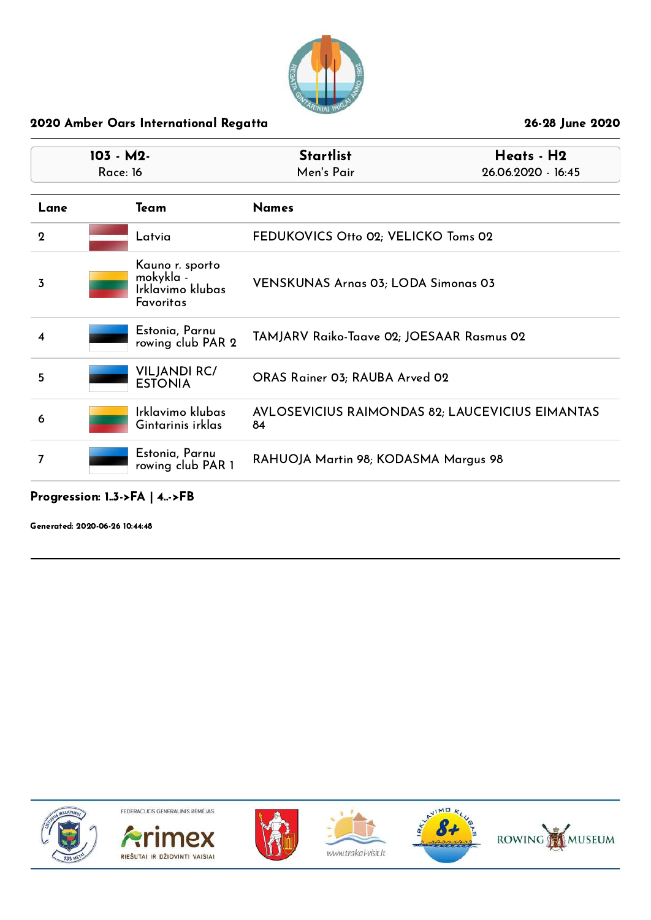## 2020 Amber Oars International Regatta

26-28 June 2020

| 103 - M2- Race: 16 | Startlist Men's Pair | Heats - H2 26.06.2020 - 16:45 |
|---|---|---|

| Lane | Team | Names |
|---|---|---|
| 2 | Latvia | FEDUKOVICS Otto 02; VELICKO Toms 02 |
| 3 | Kauno r. sporto mokykla - Irklavimo klubas Favoritas | VENSKUNAS Arnas 03; LODA Simonas 03 |
| 4 | Estonia, Parnu rowing club PAR 2 | TAMJARV Raiko-Taave 02; JOESAAR Rasmus 02 |
| 5 | VILJANDI RC/ ESTONIA | ORAS Rainer 03; RAUBA Arved 02 |
| 6 | Irklavimo klubas Gintarinis irklas | AVLOSEVICIUS RAIMONDAS 82; LAUCEVICIUS EIMANTAS 84 |
| 7 | Estonia, Parnu rowing club PAR 1 | RAHUOJA Martin 98; KODASMA Margus 98 |

**Progression: 1..3->FA | 4..->FB**

**Generated: 2020-06-26 10:44:48**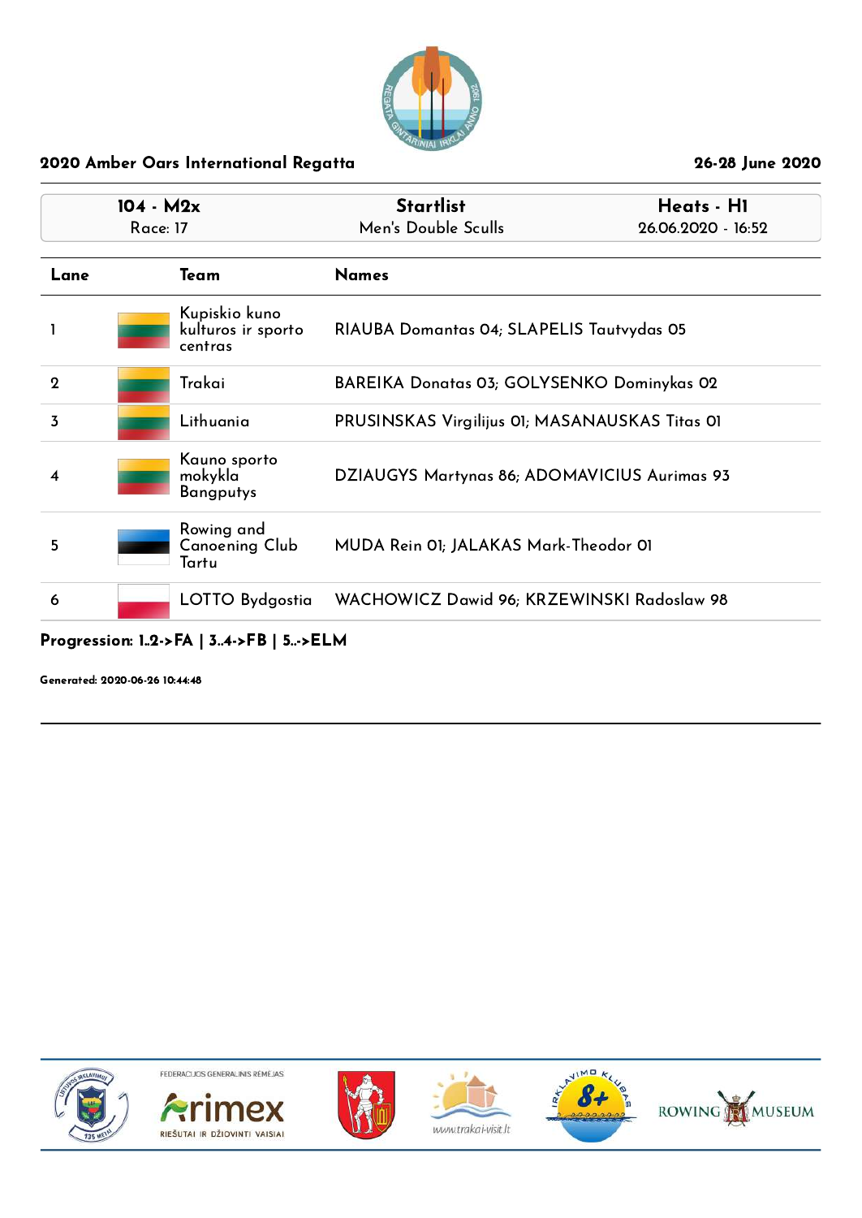## 2020 Amber Oars International Regatta

26-28 June 2020

| 104 - M2x | Startlist | Heats - H1 |
|---|---|---|
| Race: 17 | Men's Double Sculls | 26.06.2020 - 16:52 |

| Lane | Team | Names |
|---|---|---|
| 1 | Kupiskio kuno kulturos ir sporto centras | RIAUBA Domantas 04; SLAPELIS Tautvydas 05 |
| 2 | Trakai | BAREIKA Donatas 03; GOLYSENKO Dominykas 02 |
| 3 | Lithuania | PRUSINSKAS Virgilijus 01; MASANAUSKAS Titas 01 |
| 4 | Kauno sporto mokykla Bangputys | DZIAUGYS Martynas 86; ADOMAVICIUS Aurimas 93 |
| 5 | Rowing and Canoening Club Tartu | MUDA Rein 01; JALAKAS Mark-Theodor 01 |
| 6 | LOTTO Bydgostia | WACHOWICZ Dawid 96; KRZEWINSKI Radoslaw 98 |

**Progression: 1..2->FA | 3..4->FB | 5..->ELM**

**Generated: 2020-06-26 10:44:48**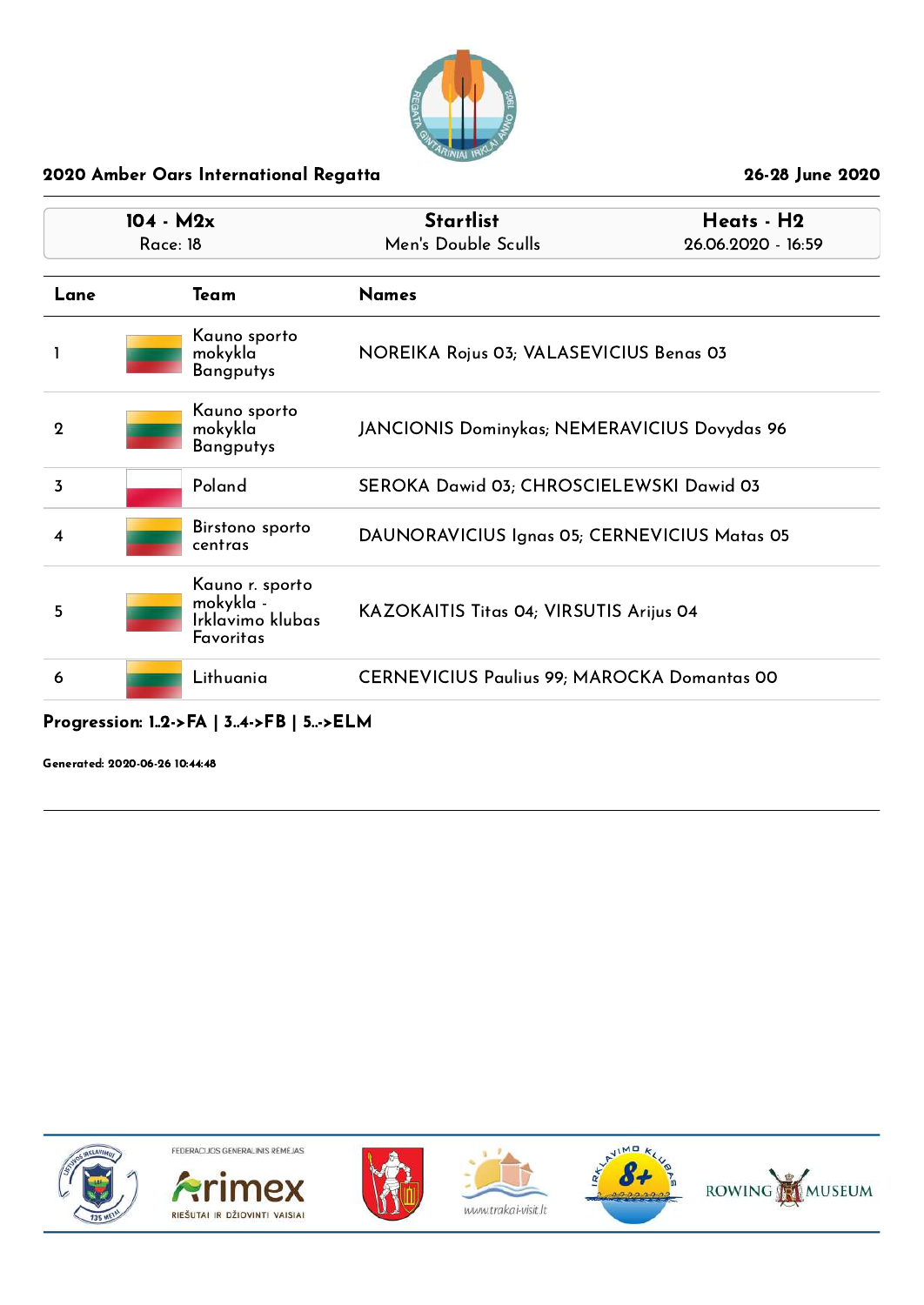## 2020 Amber Oars International Regatta

26-28 June 2020

| 104 - M2x | Startlist | Heats - H2 |
|---|---|---|
| Race: 18 | Men's Double Sculls | 26.06.2020 - 16:59 |

| Lane | Team | Names |
|---|---|---|
| 1 | Kauno sporto mokykla Bangputys | NOREIKA Rojus 03; VALASEVICIUS Benas 03 |
| 2 | Kauno sporto mokykla Bangputys | JANCIONIS Dominykas; NEMERAVICIUS Dovydas 96 |
| 3 | Poland | SEROKA Dawid 03; CHROSCIELEWSKI Dawid 03 |
| 4 | Birstono sporto centras | DAUNORAVICIUS Ignas 05; CERNEVICIUS Matas 05 |
| 5 | Kauno r. sporto mokykla - Irklavimo klubas Favoritas | KAZOKAITIS Titas 04; VIRSUTIS Arijus 04 |
| 6 | Lithuania | CERNEVICIUS Paulius 99; MAROCKA Domantas 00 |

**Progression: 1..2->FA | 3..4->FB | 5..->ELM**

**Generated: 2020-06-26 10:44:48**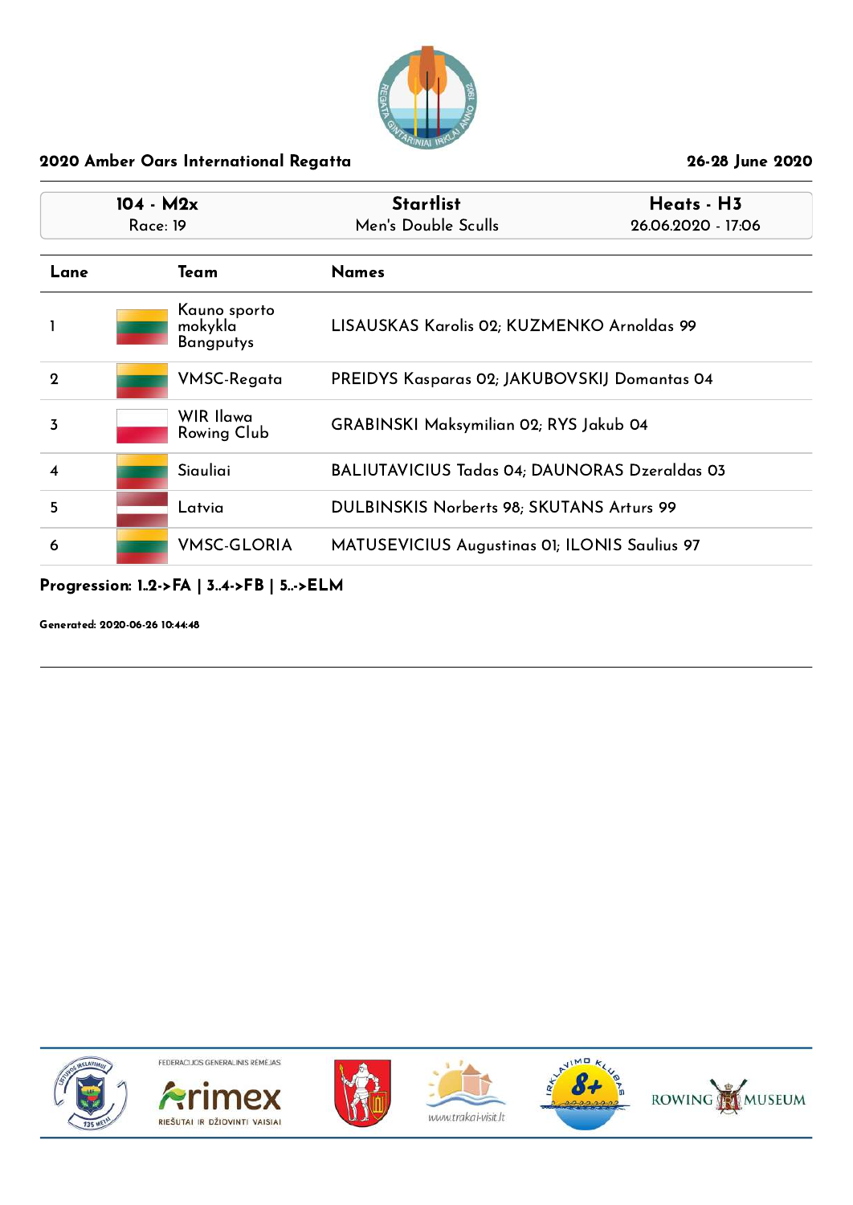2020 Amber Oars International Regatta

26-28 June 2020

| 104 - M2x<br>Race: 19 | Startlist<br>Men's Double Sculls | Heats - H3<br>26.06.2020 - 17:06 |
|---|---|---|

| Lane | Team | Names |
|---|---|---|
| 1 | Kauno sporto mokykla Bangputys | LISAUSKAS Karolis 02; KUZMENKO Arnoldas 99 |
| 2 | VMSC-Regata | PREIDYS Kasparas 02; JAKUBOVSKIJ Domantas 04 |
| 3 | WIR Ilawa Rowing Club | GRABINSKI Maksymilian 02; RYS Jakub 04 |
| 4 | Siauliai | BALIUTAVICIUS Tadas 04; DAUNORAS Dzeraldas 03 |
| 5 | Latvia | DULBINSKIS Norberts 98; SKUTANS Arturs 99 |
| 6 | VMSC-GLORIA | MATUSEVICIUS Augustinas 01; ILONIS Saulius 97 |

**Progression: 1..2->FA | 3..4->FB | 5..->ELM**

**Generated: 2020-06-26 10:44:48**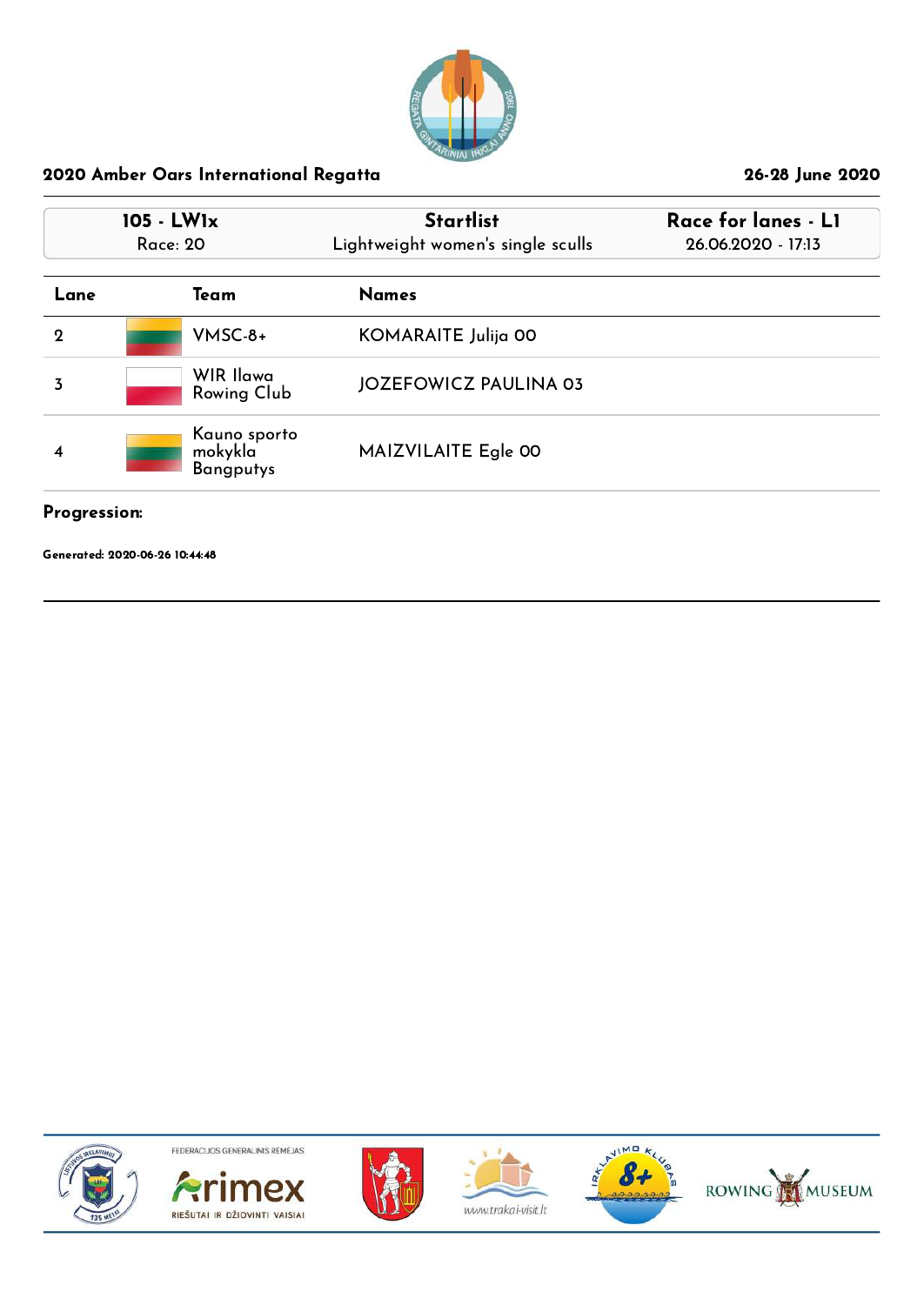## 2020 Amber Oars International Regatta

26-28 June 2020

| 105 - LW1x<br>Race: 20 | Startlist<br>Lightweight women's single sculls | Race for lanes - L1<br>26.06.2020 - 17:13 |
|---|---|---|

| Lane | Team | Names |
|---|---|---|
| 2 | VMSC-8+ | KOMARAITE Julija 00 |
| 3 | WIR Ilawa Rowing Club | JOZEFOWICZ PAULINA 03 |
| 4 | Kauno sporto mokykla Bangputys | MAIZVILAITE Egle 00 |

**Progression:**

**Generated: 2020-06-26 10:44:48**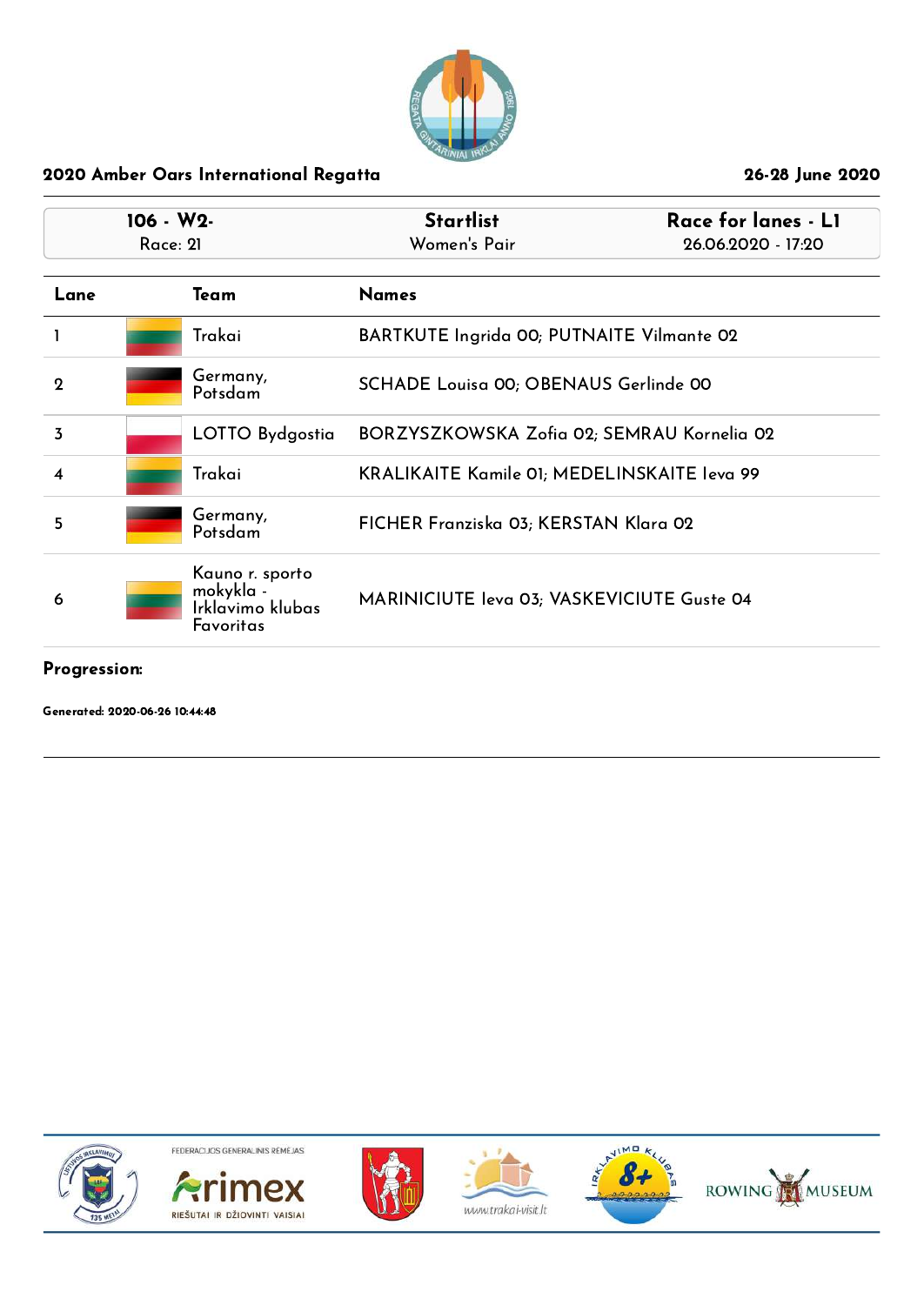## 2020 Amber Oars International Regatta

26-28 June 2020

| 106 - W2- | Startlist | Race for lanes - L1 |
|---|---|---|
| Race: 21 | Women's Pair | 26.06.2020 - 17:20 |

| Lane | Team | Names |
|---|---|---|
| 1 | Trakai | BARTKUTE Ingrida 00; PUTNAITE Vilmante 02 |
| 2 | Germany, Potsdam | SCHADE Louisa 00; OBENAUS Gerlinde 00 |
| 3 | LOTTO Bydgostia | BORZYSZKOWSKA Zofia 02; SEMRAU Kornelia 02 |
| 4 | Trakai | KRALIKAITE Kamile 01; MEDELINSKAITE Ieva 99 |
| 5 | Germany, Potsdam | FICHER Franziska 03; KERSTAN Klara 02 |
| 6 | Kauno r. sporto mokykla - Irklavimo klubas Favoritas | MARINICIUTE Ieva 03; VASKEVICIUTE Guste 04 |

**Progression:**

**Generated: 2020-06-26 10:44:48**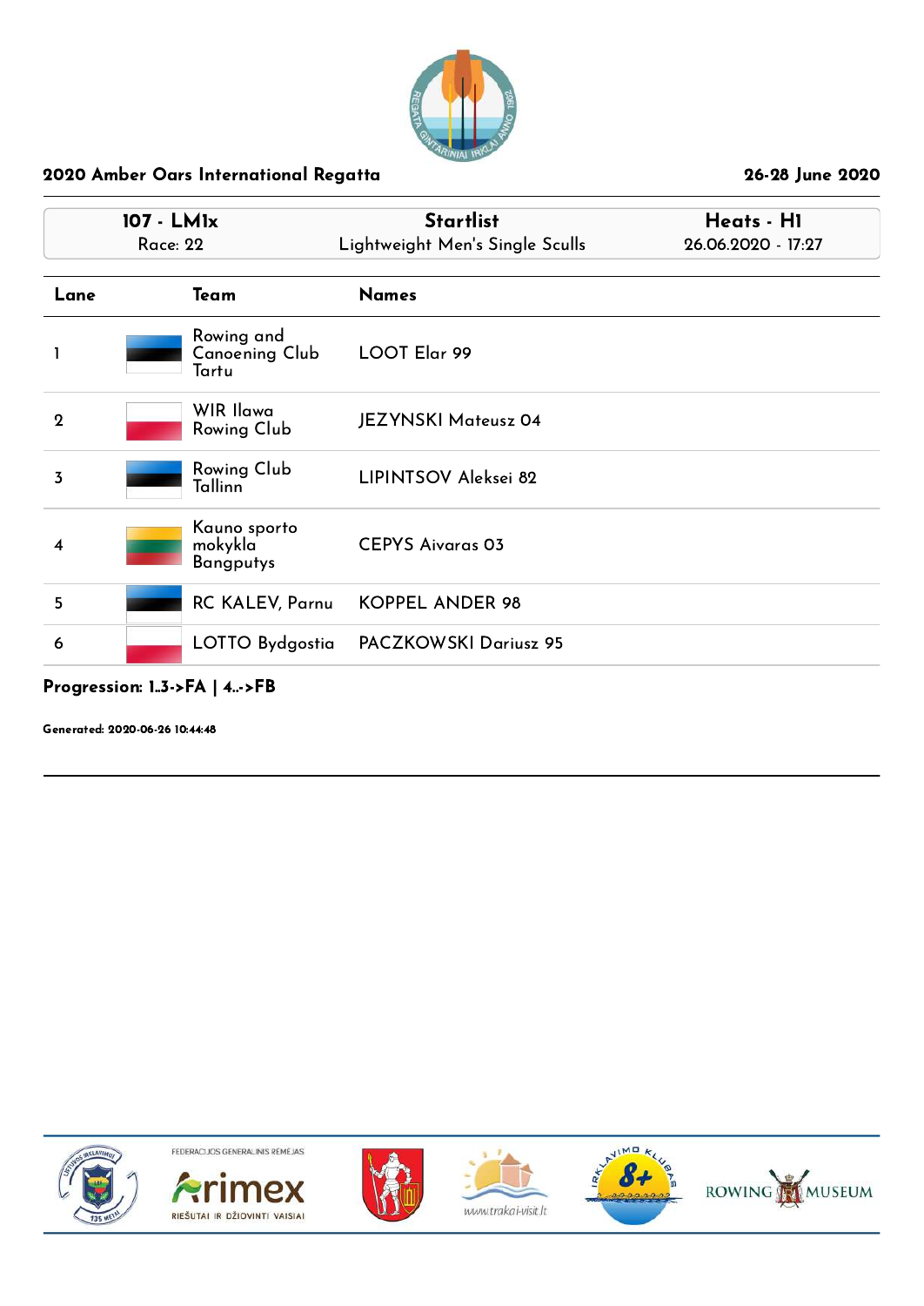**2020 Amber Oars International Regatta** — 26-28 June 2020

| 107 - LM1x | Startlist | Heats - H1 |
|---|---|---|
| Race: 22 | Lightweight Men's Single Sculls | 26.06.2020 - 17:27 |

| Lane | Team | Names |
|---|---|---|
| 1 | Rowing and Canoening Club Tartu | LOOT Elar 99 |
| 2 | WIR Ilawa Rowing Club | JEZYNSKI Mateusz 04 |
| 3 | Rowing Club Tallinn | LIPINTSOV Aleksei 82 |
| 4 | Kauno sporto mokykla Bangputys | CEPYS Aivaras 03 |
| 5 | RC KALEV, Parnu | KOPPEL ANDER 98 |
| 6 | LOTTO Bydgostia | PACZKOWSKI Dariusz 95 |

**Progression: 1..3->FA | 4..->FB**

**Generated: 2020-06-26 10:44:48**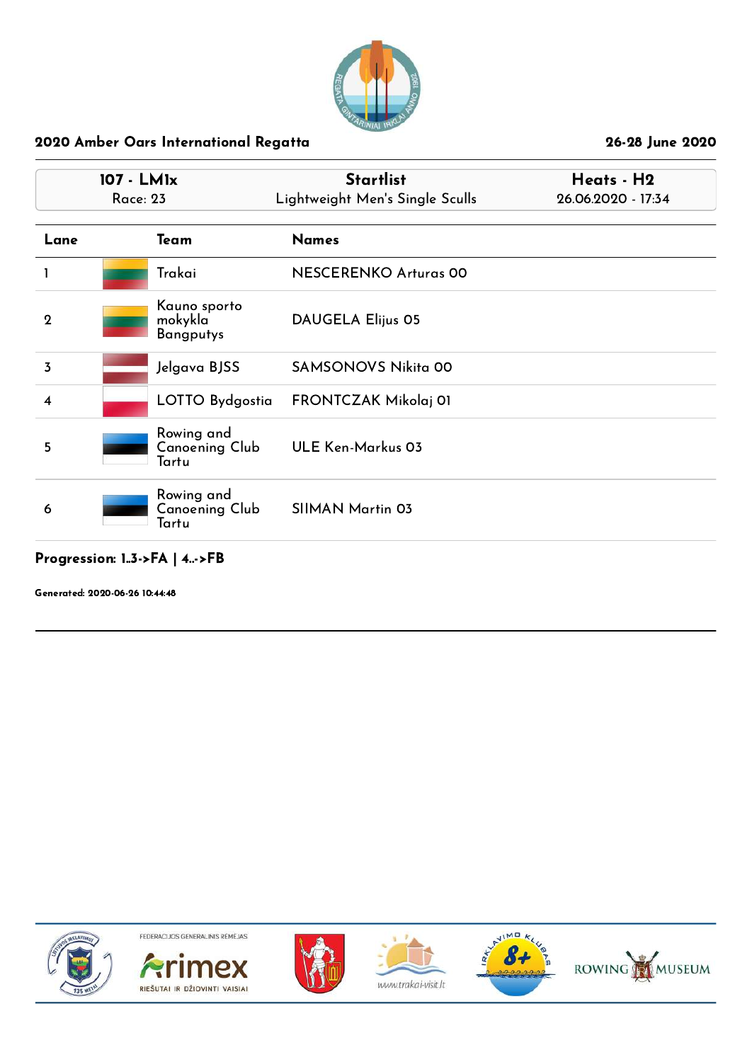## 2020 Amber Oars International Regatta

26-28 June 2020

| 107 - LM1x<br>Race: 23 | Startlist<br>Lightweight Men's Single Sculls | Heats - H2<br>26.06.2020 - 17:34 |
|---|---|---|

| Lane | Team | Names |
|---|---|---|
| 1 | Trakai | NESCERENKO Arturas 00 |
| 2 | Kauno sporto mokykla Bangputys | DAUGELA Elijus 05 |
| 3 | Jelgava BJSS | SAMSONOVS Nikita 00 |
| 4 | LOTTO Bydgostia | FRONTCZAK Mikolaj 01 |
| 5 | Rowing and Canoeing Club Tartu | ULE Ken-Markus 03 |
| 6 | Rowing and Canoeing Club Tartu | SIIMAN Martin 03 |

**Progression: 1..3->FA | 4..->FB**

**Generated: 2020-06-26 10:44:48**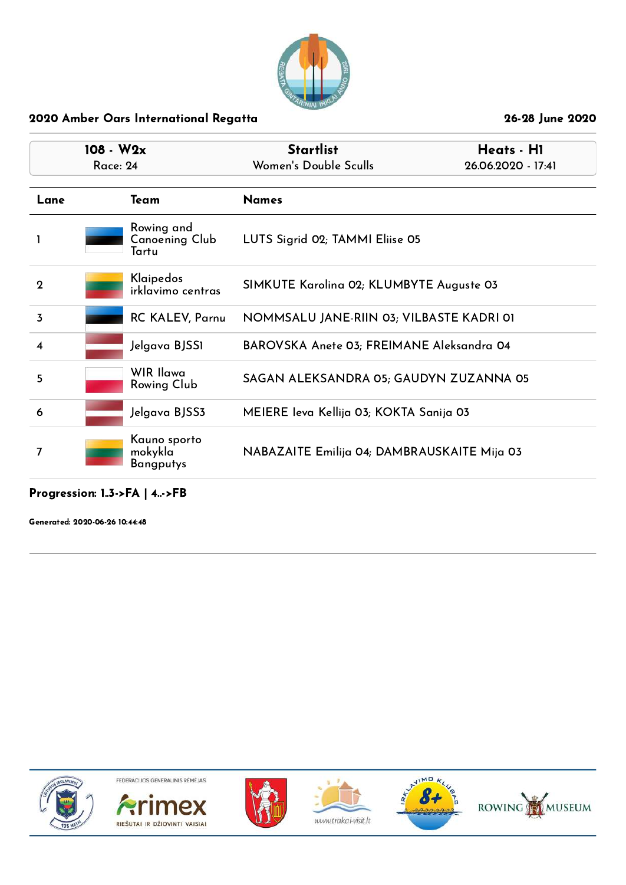## 2020 Amber Oars International Regatta

26-28 June 2020

| 108 - W2x<br>Race: 24 | Startlist<br>Women's Double Sculls | Heats - H1<br>26.06.2020 - 17:41 |
|---|---|---|

| Lane | Team | Names |
|---|---|---|
| 1 | Rowing and Canoening Club Tartu | LUTS Sigrid 02; TAMMI Eliise 05 |
| 2 | Klaipedos irklavimo centras | SIMKUTE Karolina 02; KLUMBYTE Auguste 03 |
| 3 | RC KALEV, Parnu | NOMMSALU JANE-RIIN 03; VILBASTE KADRI 01 |
| 4 | Jelgava BJSS1 | BAROVSKA Anete 03; FREIMANE Aleksandra 04 |
| 5 | WIR Ilawa Rowing Club | SAGAN ALEKSANDRA 05; GAUDYN ZUZANNA 05 |
| 6 | Jelgava BJSS3 | MEIERE Ieva Kellija 03; KOKTA Sanija 03 |
| 7 | Kauno sporto mokykla Bangputys | NABAZAITE Emilija 04; DAMBRAUSKAITE Mija 03 |

**Progression: 1..3->FA | 4..->FB**

**Generated: 2020-06-26 10:44:48**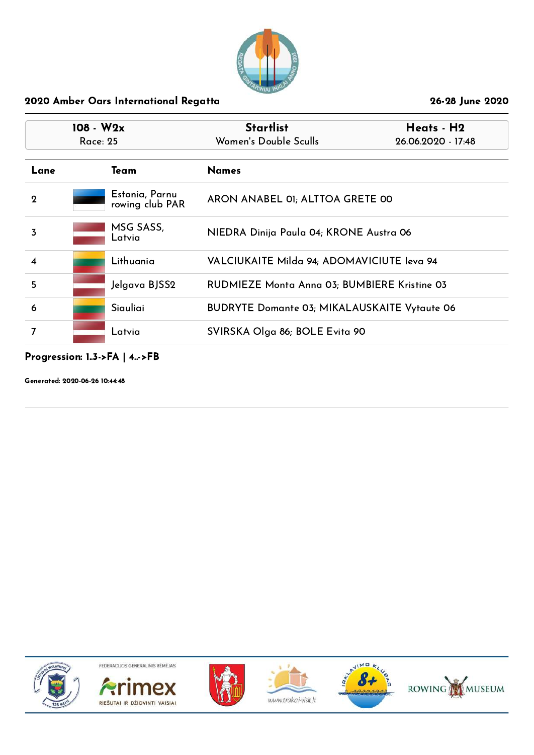2020 Amber Oars International Regatta

26-28 June 2020

| 108 - W2x Race: 25 | Startlist Women's Double Sculls | Heats - H2 26.06.2020 - 17:48 |
|---|---|---|

| Lane | Team | Names |
|---|---|---|
| 2 | Estonia, Parnu rowing club PAR | ARON ANABEL 01; ALTTOA GRETE 00 |
| 3 | MSG SASS, Latvia | NIEDRA Dinija Paula 04; KRONE Austra 06 |
| 4 | Lithuania | VALCIUKAITE Milda 94; ADOMAVICIUTE Ieva 94 |
| 5 | Jelgava BJSS2 | RUDMIEZE Monta Anna 03; BUMBIERE Kristine 03 |
| 6 | Siauliai | BUDRYTE Domante 03; MIKALAUSKAITE Vytaute 06 |
| 7 | Latvia | SVIRSKA Olga 86; BOLE Evita 90 |

**Progression: 1..3->FA | 4..->FB**

**Generated: 2020-06-26 10:44:48**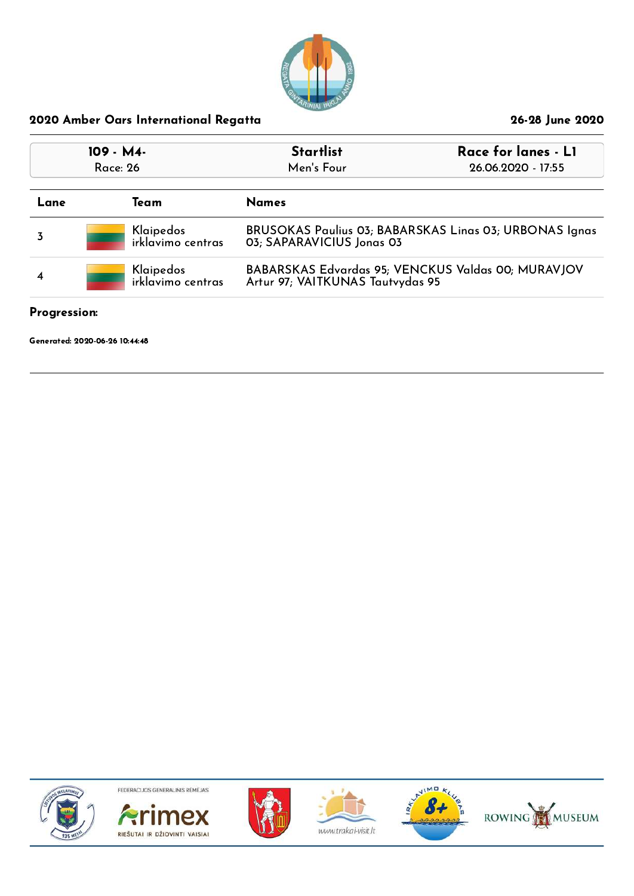## 2020 Amber Oars International Regatta

26-28 June 2020

| 109 - M4- | Startlist | Race for lanes - L1 |
|---|---|---|
| Race: 26 | Men's Four | 26.06.2020 - 17:55 |

| Lane | Team | Names |
|---|---|---|
| 3 | Klaipedos irklavimo centras | BRUSOKAS Paulius 03; BABARSKAS Linas 03; URBONAS Ignas 03; SAPARAVICIUS Jonas 03 |
| 4 | Klaipedos irklavimo centras | BABARSKAS Edvardas 95; VENCKUS Valdas 00; MURAVJOV Artur 97; VAITKUNAS Tautvydas 95 |

**Progression:**

**Generated: 2020-06-26 10:44:48**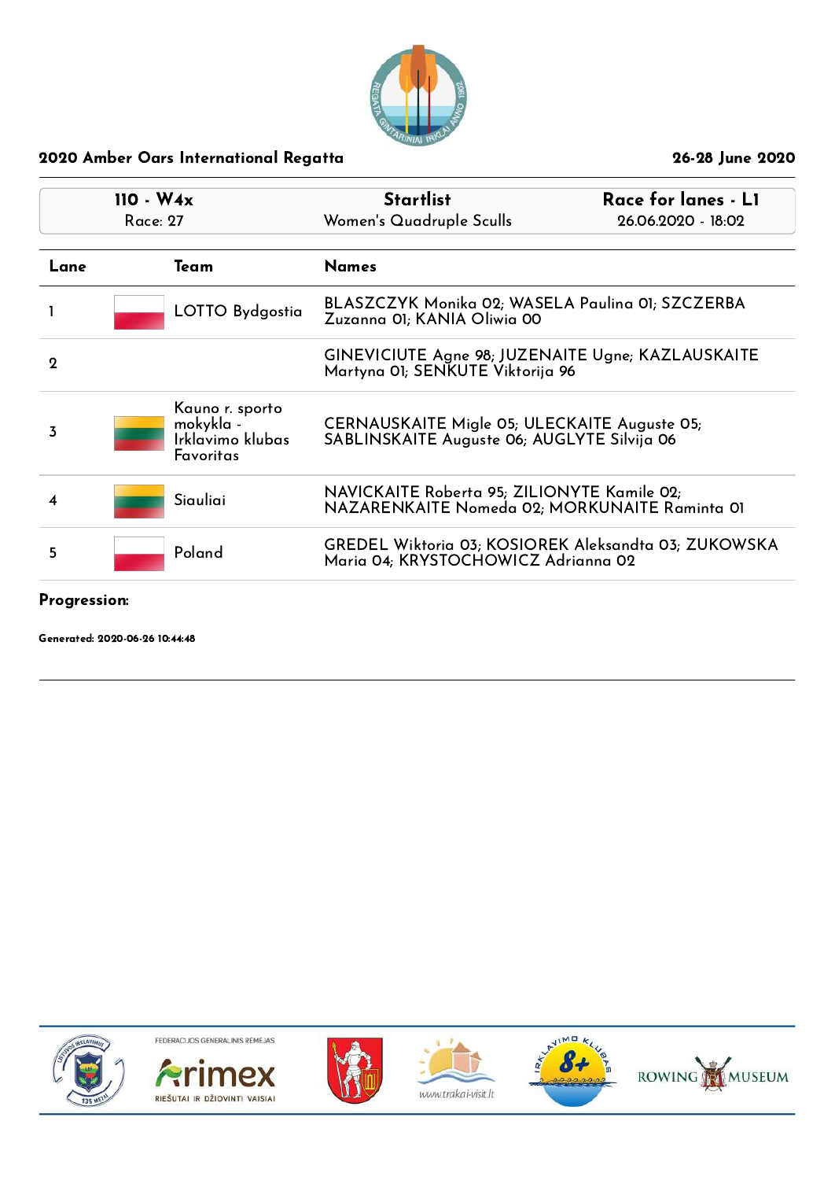## 2020 Amber Oars International Regatta

26-28 June 2020

| 110 - W4x<br>Race: 27 | Startlist<br>Women's Quadruple Sculls | Race for lanes - L1<br>26.06.2020 - 18:02 |
|---|---|---|

| Lane | Team | Names |
|---|---|---|
| 1 | LOTTO Bydgostia | BLASZCZYK Monika 02; WASELA Paulina 01; SZCZERBA Zuzanna 01; KANIA Oliwia 00 |
| 2 | | GINEVICIUTE Agne 98; JUZENAITE Ugne; KAZLAUSKAITE Martyna 01; SENKUTE Viktorija 96 |
| 3 | Kauno r. sporto mokykla - Irklavimo klubas Favoritas | CERNAUSKAITE Migle 05; ULECKAITE Auguste 05; SABLINSKAITE Auguste 06; AUGLYTE Silvija 06 |
| 4 | Siauliai | NAVICKAITE Roberta 95; ZILIONYTE Kamile 02; NAZARENKAITE Nomeda 02; MORKUNAITE Raminta 01 |
| 5 | Poland | GREDEL Wiktoria 03; KOSIOREK Aleksandta 03; ZUKOWSKA Maria 04; KRYSTOCHOWICZ Adrianna 02 |

**Progression:**

**Generated: 2020-06-26 10:44:48**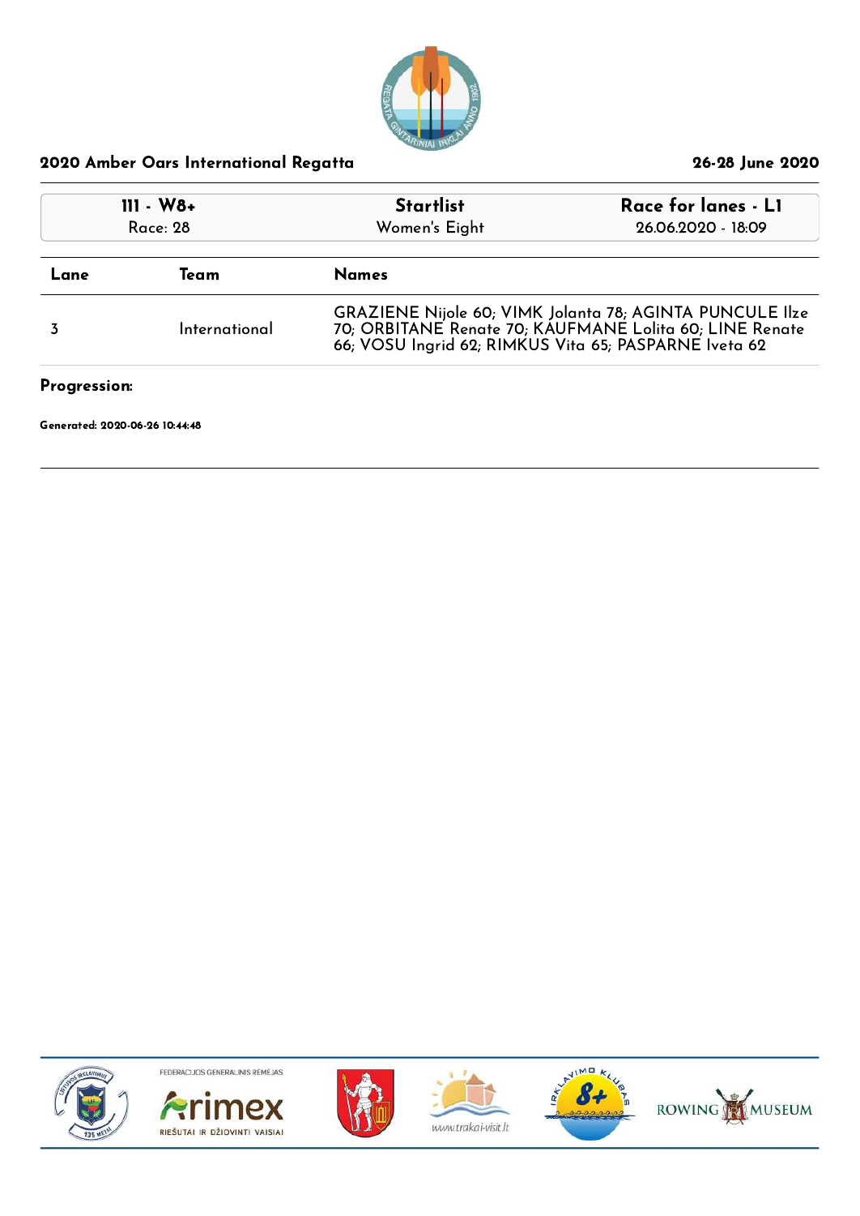## 2020 Amber Oars International Regatta

26-28 June 2020

| 111 - W8+ | Startlist | Race for lanes - L1 |
| --- | --- | --- |
| Race: 28 | Women's Eight | 26.06.2020 - 18:09 |

| Lane | Team | Names |
| --- | --- | --- |
| 3 | International | GRAZIENE Nijole 60; VIMK Jolanta 78; AGINTA PUNCULE Ilze 70; ORBITANE Renate 70; KAUFMANE Lolita 60; LINE Renate 66; VOSU Ingrid 62; RIMKUS Vita 65; PASPARNE Iveta 62 |

**Progression:**

**Generated: 2020-06-26 10:44:48**

FEDERACIJOS GENERALINIS RĖMĖJAS

Arimex

RIEŠUTAI IR DŽIOVINTI VAISIAI

www.trakai-visit.lt

ROWING MUSEUM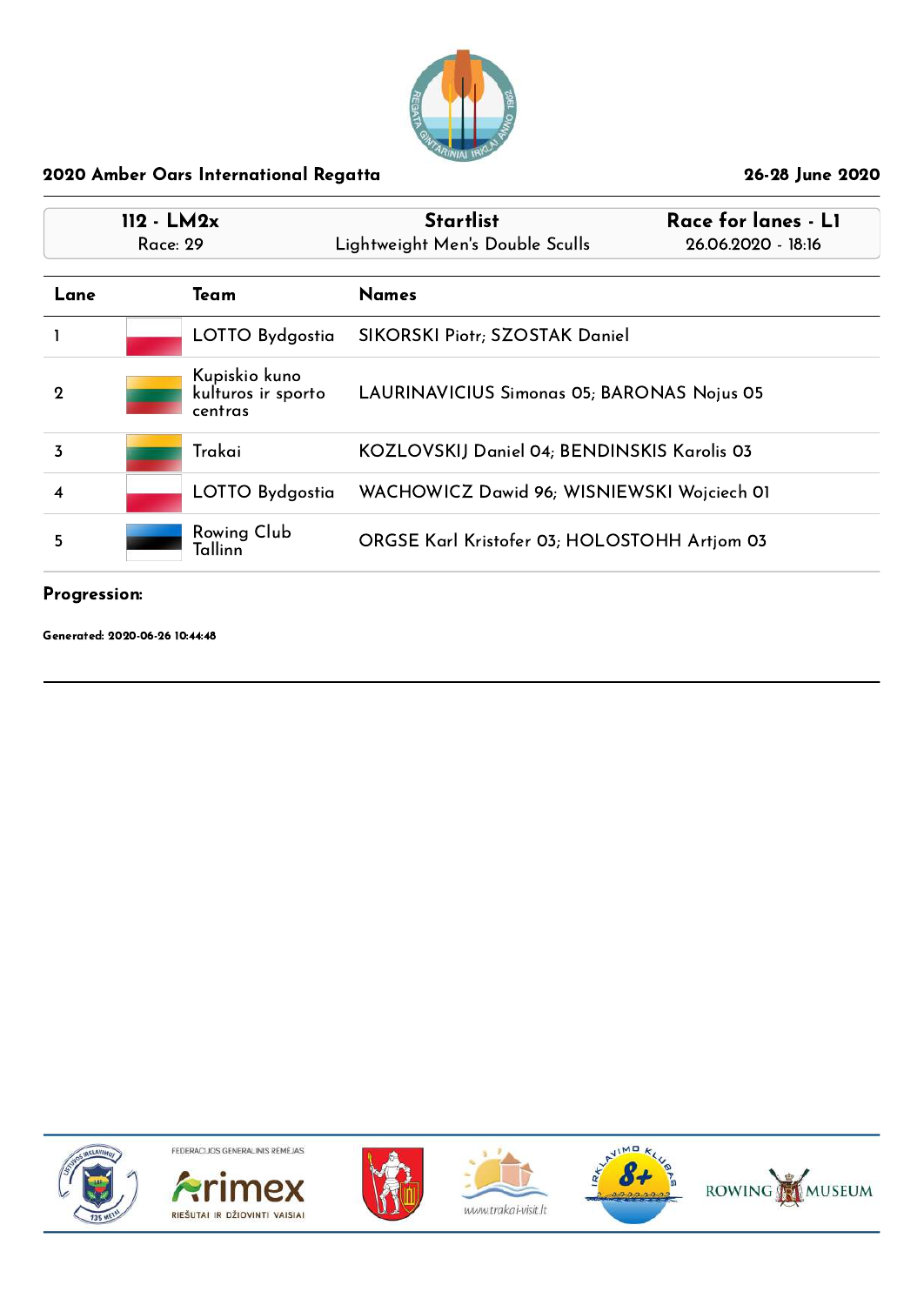**2020 Amber Oars International Regatta** — **26-28 June 2020**

| 112 - LM2x | Startlist | Race for lanes - L1 |
| --- | --- | --- |
| Race: 29 | Lightweight Men's Double Sculls | 26.06.2020 - 18:16 |

| Lane | Team | Names |
| --- | --- | --- |
| 1 | LOTTO Bydgostia | SIKORSKI Piotr; SZOSTAK Daniel |
| 2 | Kupiskio kuno kulturos ir sporto centras | LAURINAVICIUS Simonas 05; BARONAS Nojus 05 |
| 3 | Trakai | KOZLOVSKIJ Daniel 04; BENDINSKIS Karolis 03 |
| 4 | LOTTO Bydgostia | WACHOWICZ Dawid 96; WISNIEWSKI Wojciech 01 |
| 5 | Rowing Club Tallinn | ORGSE Karl Kristofer 03; HOLOSTOHH Artjom 03 |

**Progression:**

**Generated: 2020-06-26 10:44:48**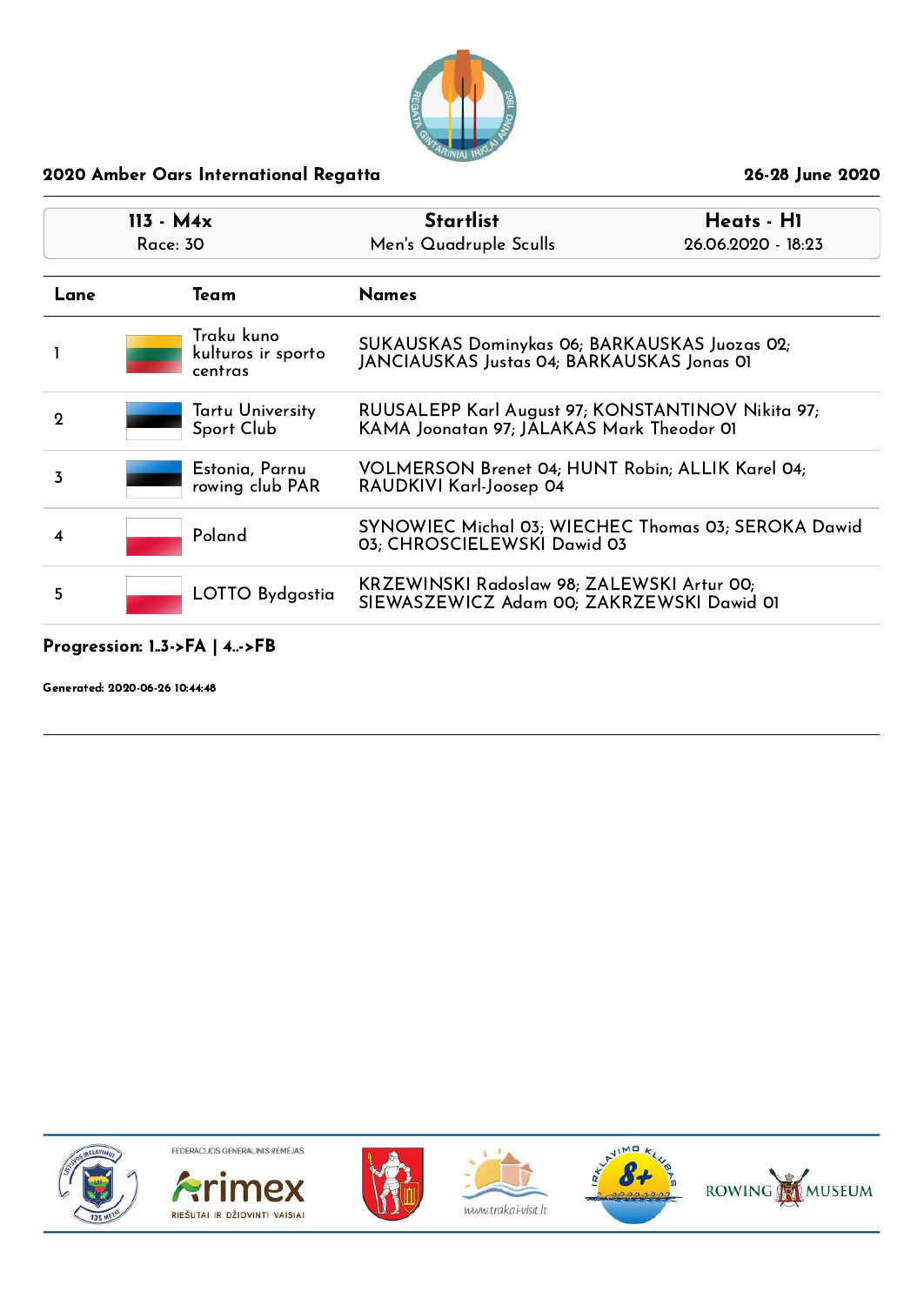## 2020 Amber Oars International Regatta

26-28 June 2020

| 113 - M4x<br>Race: 30 | Startlist<br>Men's Quadruple Sculls | Heats - H1<br>26.06.2020 - 18:23 |
|---|---|---|

| Lane | Team | Names |
|---|---|---|
| 1 | Traku kuno kulturos ir sporto centras | SUKAUSKAS Dominykas 06; BARKAUSKAS Juozas 02; JANCIAUSKAS Justas 04; BARKAUSKAS Jonas 01 |
| 2 | Tartu University Sport Club | RUUSALEPP Karl August 97; KONSTANTINOV Nikita 97; KAMA Joonatan 97; JALAKAS Mark Theodor 01 |
| 3 | Estonia, Parnu rowing club PAR | VOLMERSON Brenet 04; HUNT Robin; ALLIK Karel 04; RAUDKIVI Karl-Joosep 04 |
| 4 | Poland | SYNOWIEC Michal 03; WIECHEC Thomas 03; SEROKA Dawid 03; CHROSCIELEWSKI Dawid 03 |
| 5 | LOTTO Bydgostia | KRZEWINSKI Radoslaw 98; ZALEWSKI Artur 00; SIEWASZEWICZ Adam 00; ZAKRZEWSKI Dawid 01 |

**Progression: 1..3->FA | 4..->FB**

**Generated: 2020-06-26 10:44:48**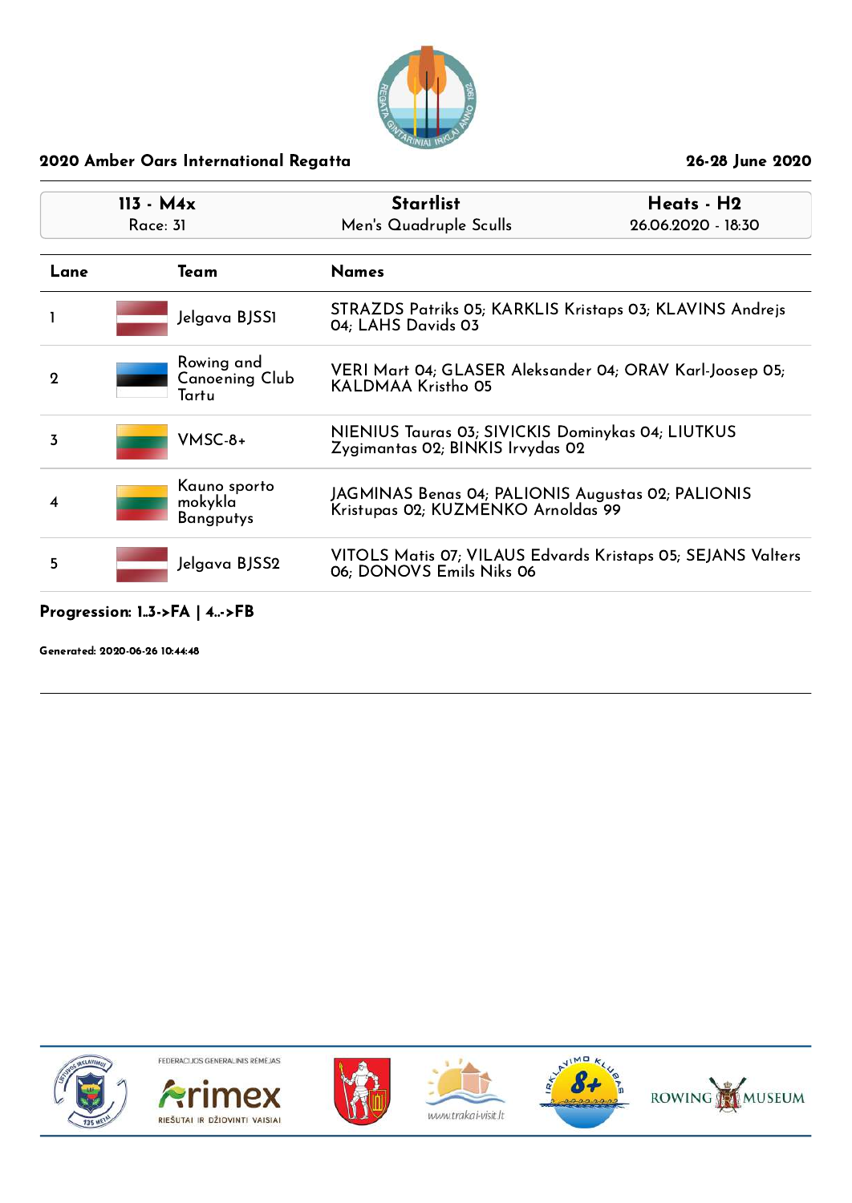## 2020 Amber Oars International Regatta

26-28 June 2020

| 113 - M4x | Startlist | Heats - H2 |
|---|---|---|
| Race: 31 | Men's Quadruple Sculls | 26.06.2020 - 18:30 |

| Lane | Team | Names |
|---|---|---|
| 1 | Jelgava BJSS1 | STRAZDS Patriks 05; KARKLIS Kristaps 03; KLAVINS Andrejs 04; LAHS Davids 03 |
| 2 | Rowing and Canoeing Club Tartu | VERI Mart 04; GLASER Aleksander 04; ORAV Karl-Joosep 05; KALDMAA Kristho 05 |
| 3 | VMSC-8+ | NIENIUS Tauras 03; SIVICKIS Dominykas 04; LIUTKUS Zygimantas 02; BINKIS Irvydas 02 |
| 4 | Kauno sporto mokykla Bangputys | JAGMINAS Benas 04; PALIONIS Augustas 02; PALIONIS Kristupas 02; KUZMENKO Arnoldas 99 |
| 5 | Jelgava BJSS2 | VITOLS Matis 07; VILAUS Edvards Kristaps 05; SEJANS Valters 06; DONOVS Emils Niks 06 |

**Progression: 1..3->FA | 4..->FB**

**Generated: 2020-06-26 10:44:48**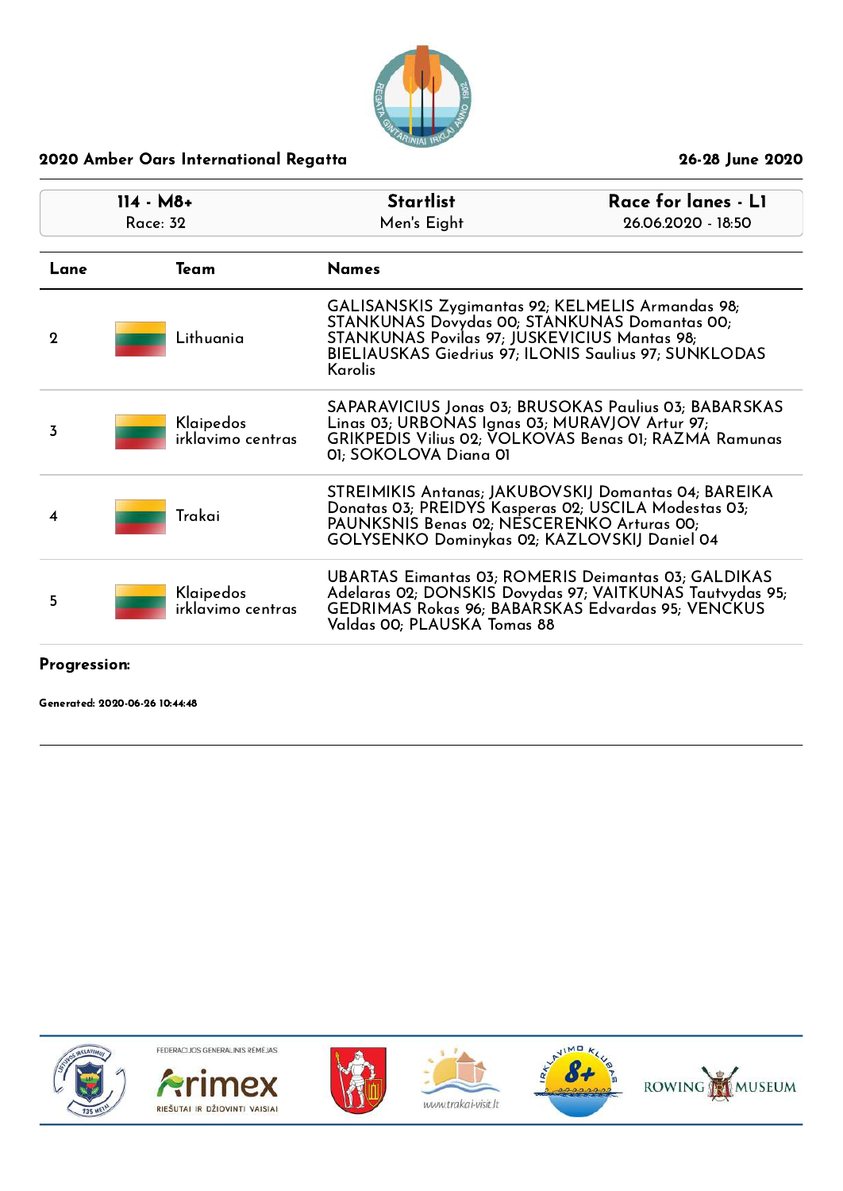## 2020 Amber Oars International Regatta

26-28 June 2020

| 114 - M8+ | Startlist | Race for lanes - L1 |
|---|---|---|
| Race: 32 | Men's Eight | 26.06.2020 - 18:50 |

| Lane | Team | Names |
|---|---|---|
| 2 | Lithuania | GALISANSKIS Zygimantas 92; KELMELIS Armandas 98; STANKUNAS Dovydas 00; STANKUNAS Domantas 00; STANKUNAS Povilas 97; JUSKEVICIUS Mantas 98; BIELIAUSKAS Giedrius 97; ILONIS Saulius 97; SUNKLODAS Karolis |
| 3 | Klaipedos irklavimo centras | SAPARAVICIUS Jonas 03; BRUSOKAS Paulius 03; BABARSKAS Linas 03; URBONAS Ignas 03; MURAVJOV Artur 97; GRIKPEDIS Vilius 02; VOLKOVAS Benas 01; RAZMA Ramunas 01; SOKOLOVA Diana 01 |
| 4 | Trakai | STREIMIKIS Antanas; JAKUBOVSKIJ Domantas 04; BAREIKA Donatas 03; PREIDYS Kasperas 02; USCILA Modestas 03; PAUNKSNIS Benas 02; NESCERENKO Arturas 00; GOLYSENKO Dominykas 02; KAZLOVSKIJ Daniel 04 |
| 5 | Klaipedos irklavimo centras | UBARTAS Eimantas 03; ROMERIS Deimantas 03; GALDIKAS Adelaras 02; DONSKIS Dovydas 97; VAITKUNAS Tautvydas 95; GEDRIMAS Rokas 96; BABARSKAS Edvardas 95; VENCKUS Valdas 00; PLAUSKA Tomas 88 |

**Progression:**

**Generated: 2020-06-26 10:44:48**